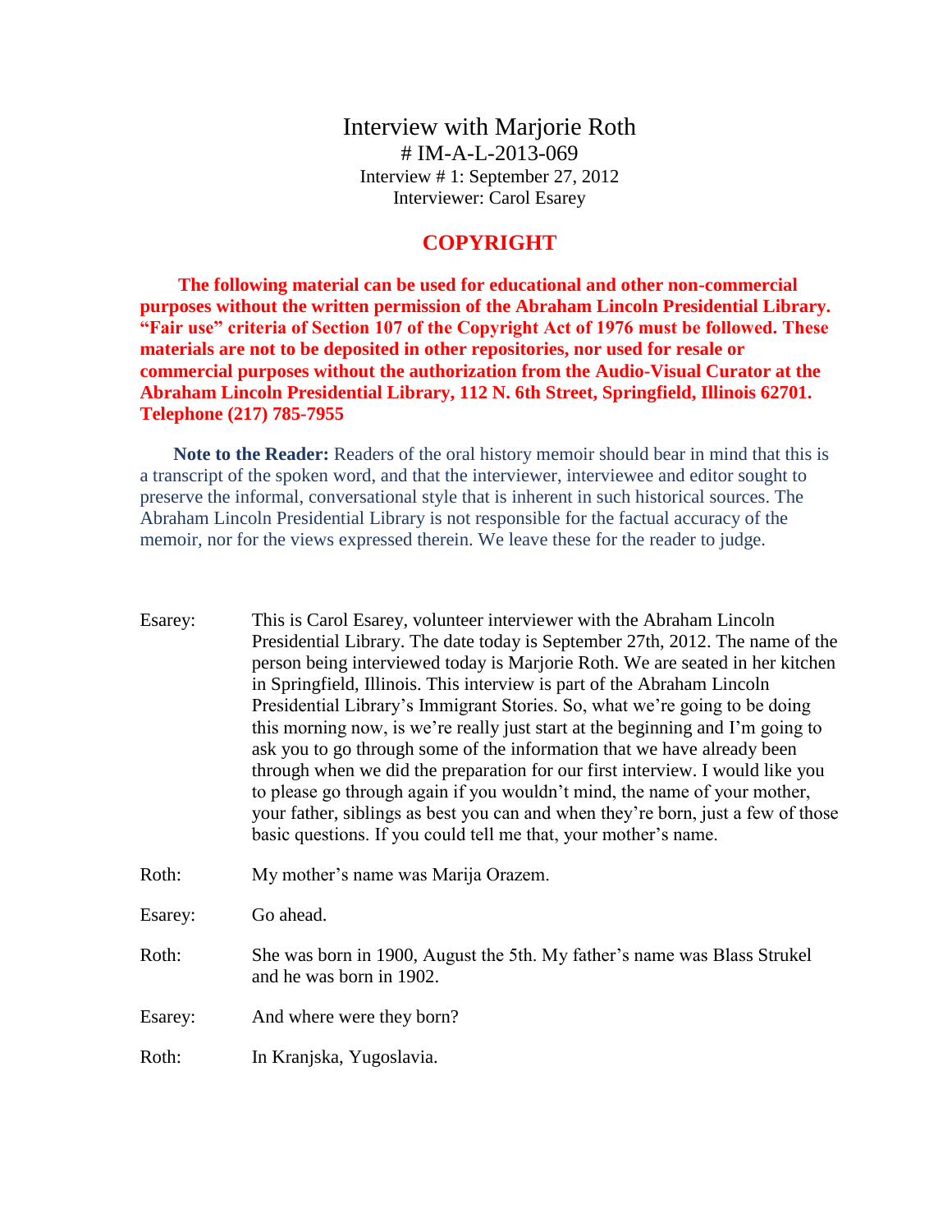# Interview with Marjorie Roth

# IM-A-L-2013-069

Interview # 1: September 27, 2012

Interviewer: Carol Esarey

## COPYRIGHT

**The following material can be used for educational and other non-commercial purposes without the written permission of the Abraham Lincoln Presidential Library. "Fair use" criteria of Section 107 of the Copyright Act of 1976 must be followed. These materials are not to be deposited in other repositories, nor used for resale or commercial purposes without the authorization from the Audio-Visual Curator at the Abraham Lincoln Presidential Library, 112 N. 6th Street, Springfield, Illinois 62701. Telephone (217) 785-7955**

**Note to the Reader:** Readers of the oral history memoir should bear in mind that this is a transcript of the spoken word, and that the interviewer, interviewee and editor sought to preserve the informal, conversational style that is inherent in such historical sources. The Abraham Lincoln Presidential Library is not responsible for the factual accuracy of the memoir, nor for the views expressed therein. We leave these for the reader to judge.

Esarey: This is Carol Esarey, volunteer interviewer with the Abraham Lincoln Presidential Library. The date today is September 27th, 2012. The name of the person being interviewed today is Marjorie Roth. We are seated in her kitchen in Springfield, Illinois. This interview is part of the Abraham Lincoln Presidential Library's Immigrant Stories. So, what we're going to be doing this morning now, is we're really just start at the beginning and I'm going to ask you to go through some of the information that we have already been through when we did the preparation for our first interview. I would like you to please go through again if you wouldn't mind, the name of your mother, your father, siblings as best you can and when they're born, just a few of those basic questions. If you could tell me that, your mother's name.

Roth: My mother's name was Marija Orazem.

Esarey: Go ahead.

Roth: She was born in 1900, August the 5th. My father's name was Blass Strukel and he was born in 1902.

Esarey: And where were they born?

Roth: In Kranjska, Yugoslavia.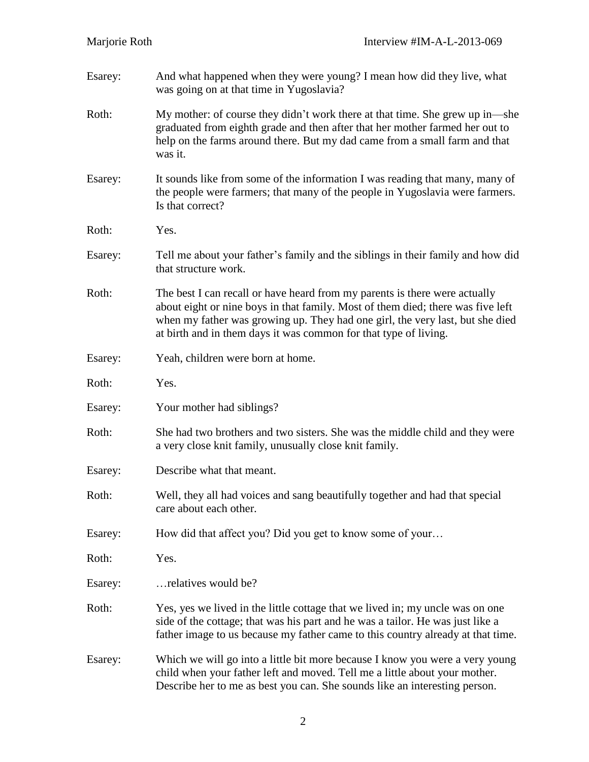Esarey: And what happened when they were young? I mean how did they live, what was going on at that time in Yugoslavia?

Roth: My mother: of course they didn't work there at that time. She grew up in—she graduated from eighth grade and then after that her mother farmed her out to help on the farms around there. But my dad came from a small farm and that was it.

Esarey: It sounds like from some of the information I was reading that many, many of the people were farmers; that many of the people in Yugoslavia were farmers. Is that correct?

Roth: Yes.

Esarey: Tell me about your father's family and the siblings in their family and how did that structure work.

Roth: The best I can recall or have heard from my parents is there were actually about eight or nine boys in that family. Most of them died; there was five left when my father was growing up. They had one girl, the very last, but she died at birth and in them days it was common for that type of living.

Esarey: Yeah, children were born at home.

Roth: Yes.

Esarey: Your mother had siblings?

Roth: She had two brothers and two sisters. She was the middle child and they were a very close knit family, unusually close knit family.

Esarey: Describe what that meant.

Roth: Well, they all had voices and sang beautifully together and had that special care about each other.

Esarey: How did that affect you? Did you get to know some of your…

Roth: Yes.

Esarey: …relatives would be?

Roth: Yes, yes we lived in the little cottage that we lived in; my uncle was on one side of the cottage; that was his part and he was a tailor. He was just like a father image to us because my father came to this country already at that time.

Esarey: Which we will go into a little bit more because I know you were a very young child when your father left and moved. Tell me a little about your mother. Describe her to me as best you can. She sounds like an interesting person.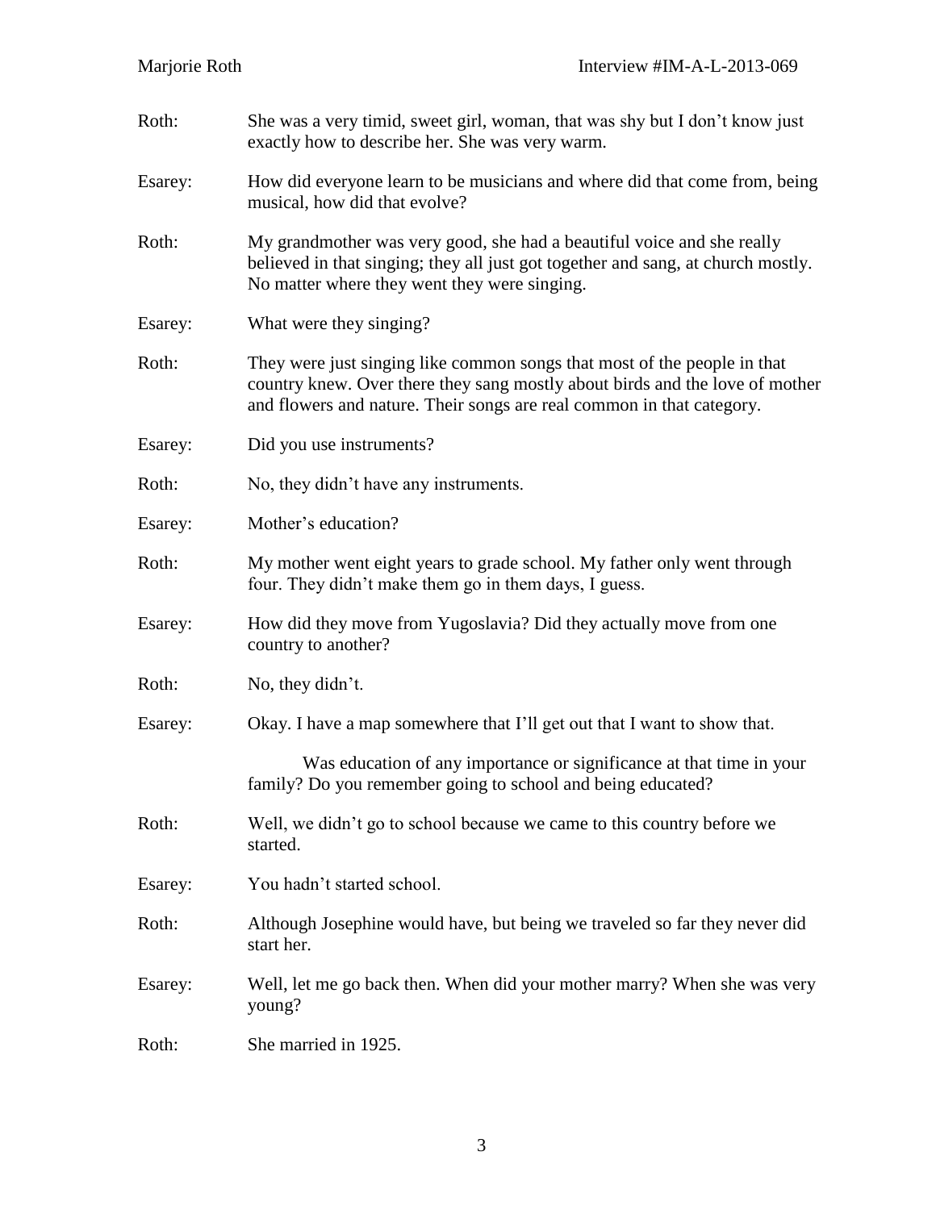Roth: She was a very timid, sweet girl, woman, that was shy but I don't know just exactly how to describe her. She was very warm.

Esarey: How did everyone learn to be musicians and where did that come from, being musical, how did that evolve?

Roth: My grandmother was very good, she had a beautiful voice and she really believed in that singing; they all just got together and sang, at church mostly. No matter where they went they were singing.

Esarey: What were they singing?

Roth: They were just singing like common songs that most of the people in that country knew. Over there they sang mostly about birds and the love of mother and flowers and nature. Their songs are real common in that category.

Esarey: Did you use instruments?

Roth: No, they didn't have any instruments.

Esarey: Mother's education?

Roth: My mother went eight years to grade school. My father only went through four. They didn't make them go in them days, I guess.

Esarey: How did they move from Yugoslavia? Did they actually move from one country to another?

Roth: No, they didn't.

Esarey: Okay. I have a map somewhere that I'll get out that I want to show that.

Was education of any importance or significance at that time in your family? Do you remember going to school and being educated?

Roth: Well, we didn't go to school because we came to this country before we started.

Esarey: You hadn't started school.

Roth: Although Josephine would have, but being we traveled so far they never did start her.

Esarey: Well, let me go back then. When did your mother marry? When she was very young?

Roth: She married in 1925.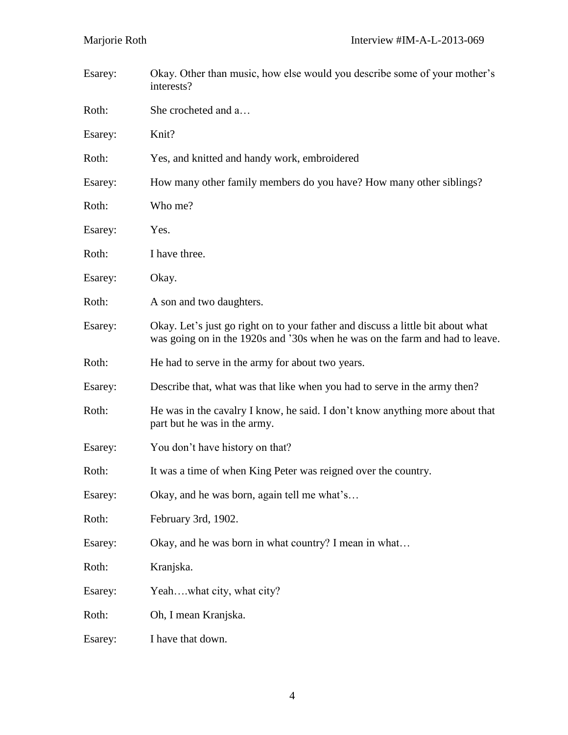Esarey: Okay. Other than music, how else would you describe some of your mother's interests?

Roth: She crocheted and a…

Esarey: Knit?

Roth: Yes, and knitted and handy work, embroidered

Esarey: How many other family members do you have? How many other siblings?

Roth: Who me?

Esarey: Yes.

Roth: I have three.

Esarey: Okay.

Roth: A son and two daughters.

Esarey: Okay. Let's just go right on to your father and discuss a little bit about what was going on in the 1920s and '30s when he was on the farm and had to leave.

Roth: He had to serve in the army for about two years.

Esarey: Describe that, what was that like when you had to serve in the army then?

Roth: He was in the cavalry I know, he said. I don't know anything more about that part but he was in the army.

Esarey: You don't have history on that?

Roth: It was a time of when King Peter was reigned over the country.

Esarey: Okay, and he was born, again tell me what's…

Roth: February 3rd, 1902.

Esarey: Okay, and he was born in what country? I mean in what…

Roth: Kranjska.

Esarey: Yeah….what city, what city?

Roth: Oh, I mean Kranjska.

Esarey: I have that down.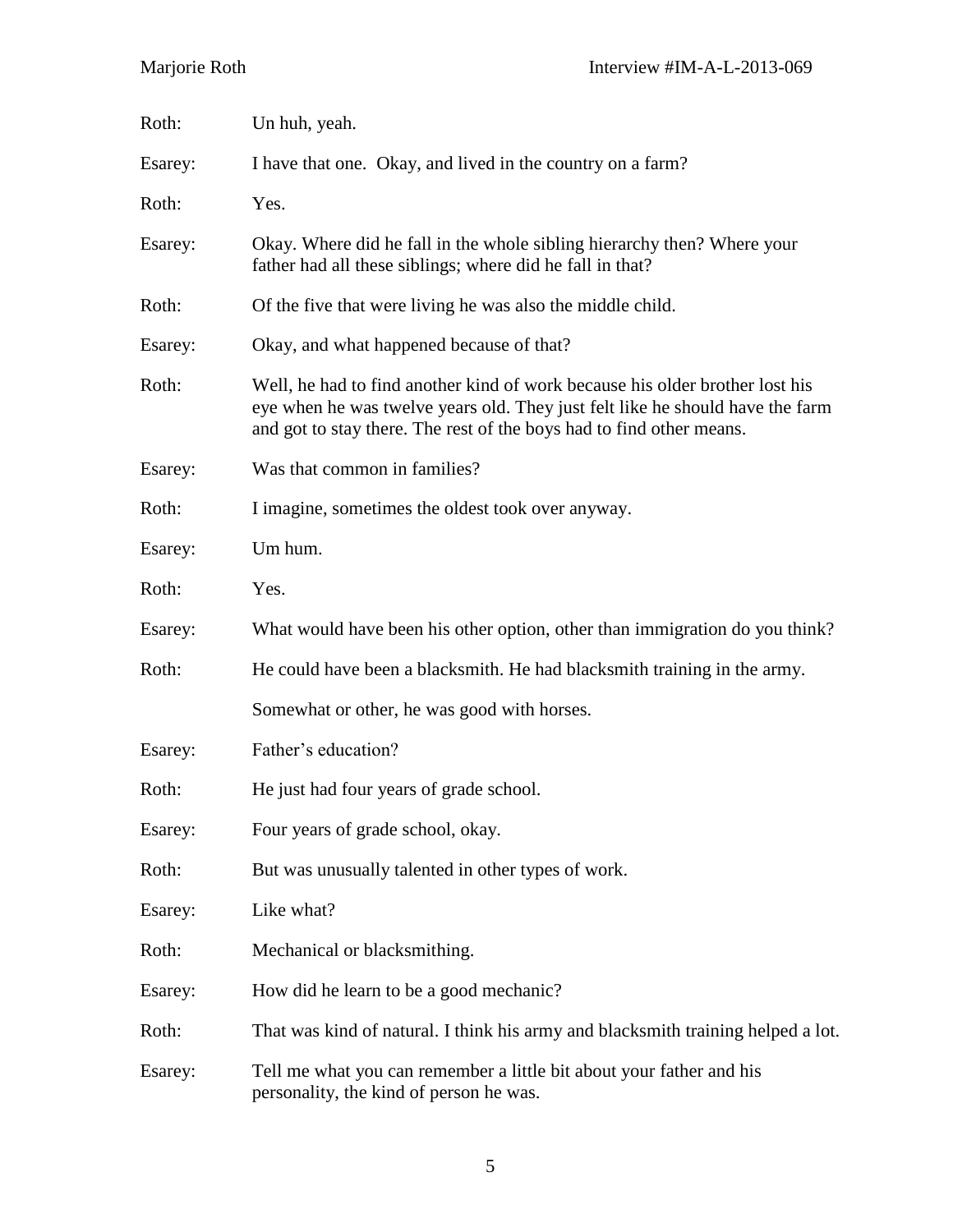Roth: Un huh, yeah.

Esarey: I have that one. Okay, and lived in the country on a farm?

Roth: Yes.

Esarey: Okay. Where did he fall in the whole sibling hierarchy then? Where your father had all these siblings; where did he fall in that?

Roth: Of the five that were living he was also the middle child.

Esarey: Okay, and what happened because of that?

Roth: Well, he had to find another kind of work because his older brother lost his eye when he was twelve years old. They just felt like he should have the farm and got to stay there. The rest of the boys had to find other means.

Esarey: Was that common in families?

Roth: I imagine, sometimes the oldest took over anyway.

Esarey: Um hum.

Roth: Yes.

Esarey: What would have been his other option, other than immigration do you think?

Roth: He could have been a blacksmith. He had blacksmith training in the army.

Somewhat or other, he was good with horses.

Esarey: Father's education?

Roth: He just had four years of grade school.

Esarey: Four years of grade school, okay.

Roth: But was unusually talented in other types of work.

Esarey: Like what?

Roth: Mechanical or blacksmithing.

Esarey: How did he learn to be a good mechanic?

Roth: That was kind of natural. I think his army and blacksmith training helped a lot.

Esarey: Tell me what you can remember a little bit about your father and his personality, the kind of person he was.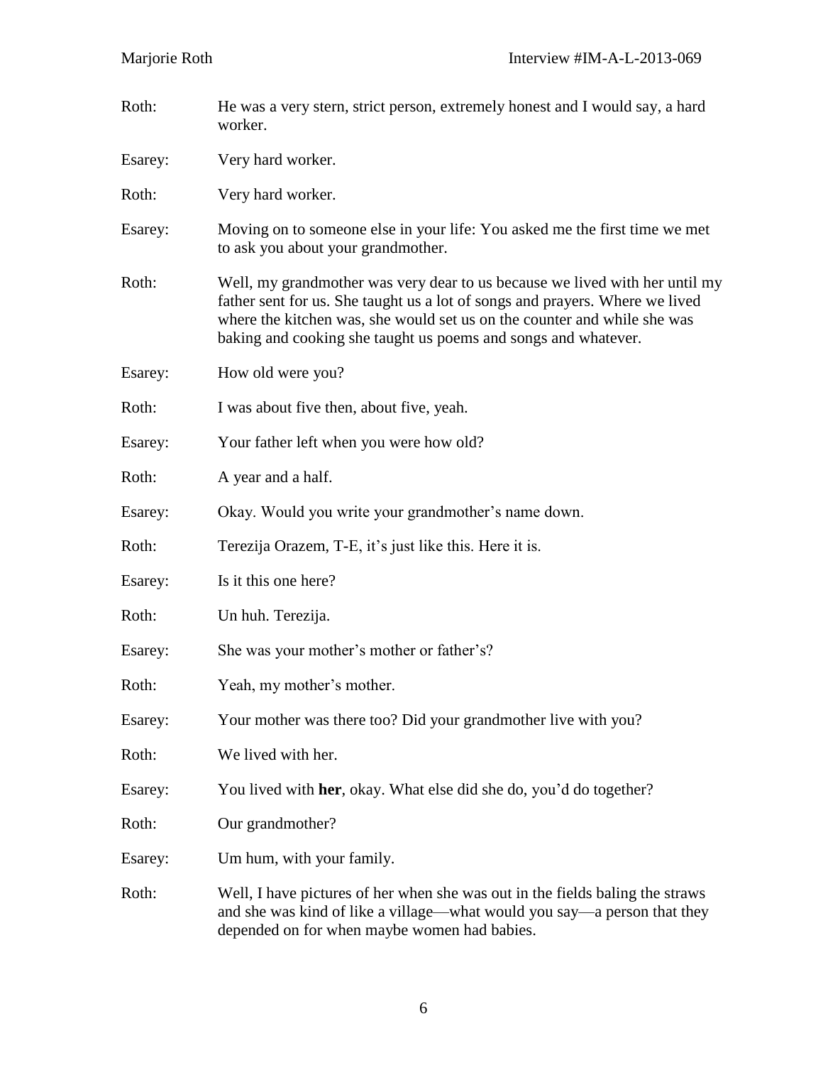Roth: He was a very stern, strict person, extremely honest and I would say, a hard worker.

Esarey: Very hard worker.

Roth: Very hard worker.

Esarey: Moving on to someone else in your life: You asked me the first time we met to ask you about your grandmother.

Roth: Well, my grandmother was very dear to us because we lived with her until my father sent for us. She taught us a lot of songs and prayers. Where we lived where the kitchen was, she would set us on the counter and while she was baking and cooking she taught us poems and songs and whatever.

Esarey: How old were you?

Roth: I was about five then, about five, yeah.

Esarey: Your father left when you were how old?

Roth: A year and a half.

Esarey: Okay. Would you write your grandmother's name down.

Roth: Terezija Orazem, T-E, it's just like this. Here it is.

Esarey: Is it this one here?

Roth: Un huh. Terezija.

Esarey: She was your mother's mother or father's?

Roth: Yeah, my mother's mother.

Esarey: Your mother was there too? Did your grandmother live with you?

Roth: We lived with her.

Esarey: You lived with **her**, okay. What else did she do, you'd do together?

Roth: Our grandmother?

Esarey: Um hum, with your family.

Roth: Well, I have pictures of her when she was out in the fields baling the straws and she was kind of like a village—what would you say—a person that they depended on for when maybe women had babies.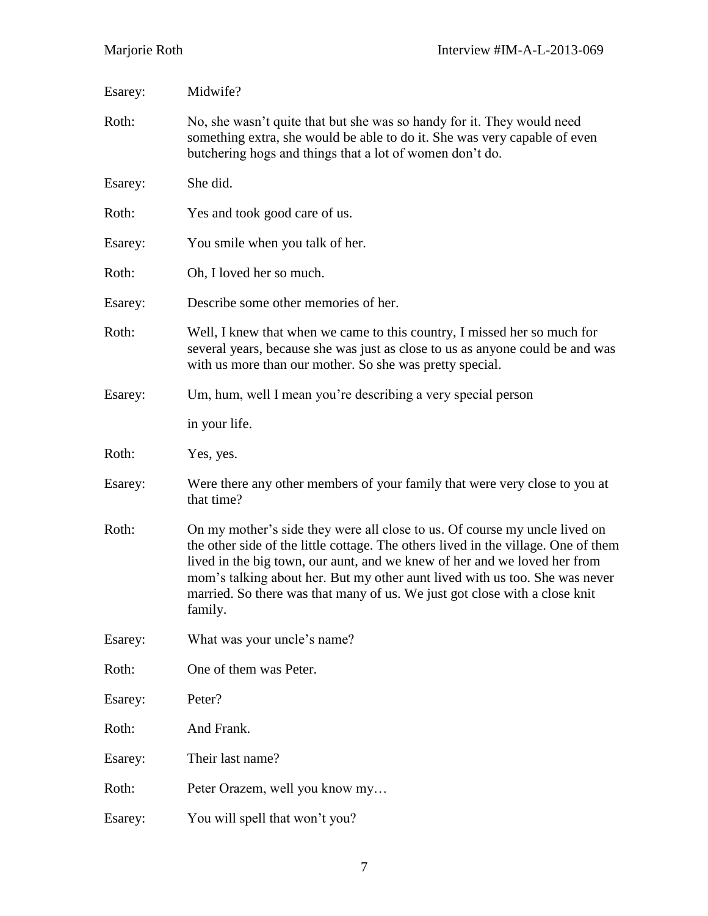Esarey: Midwife?

Roth: No, she wasn't quite that but she was so handy for it. They would need something extra, she would be able to do it. She was very capable of even butchering hogs and things that a lot of women don't do.

Esarey: She did.

Roth: Yes and took good care of us.

Esarey: You smile when you talk of her.

Roth: Oh, I loved her so much.

Esarey: Describe some other memories of her.

Roth: Well, I knew that when we came to this country, I missed her so much for several years, because she was just as close to us as anyone could be and was with us more than our mother. So she was pretty special.

Esarey: Um, hum, well I mean you're describing a very special person in your life.

Roth: Yes, yes.

Esarey: Were there any other members of your family that were very close to you at that time?

Roth: On my mother's side they were all close to us. Of course my uncle lived on the other side of the little cottage. The others lived in the village. One of them lived in the big town, our aunt, and we knew of her and we loved her from mom's talking about her. But my other aunt lived with us too. She was never married. So there was that many of us. We just got close with a close knit family.

Esarey: What was your uncle's name?

Roth: One of them was Peter.

Esarey: Peter?

Roth: And Frank.

Esarey: Their last name?

Roth: Peter Orazem, well you know my…

Esarey: You will spell that won't you?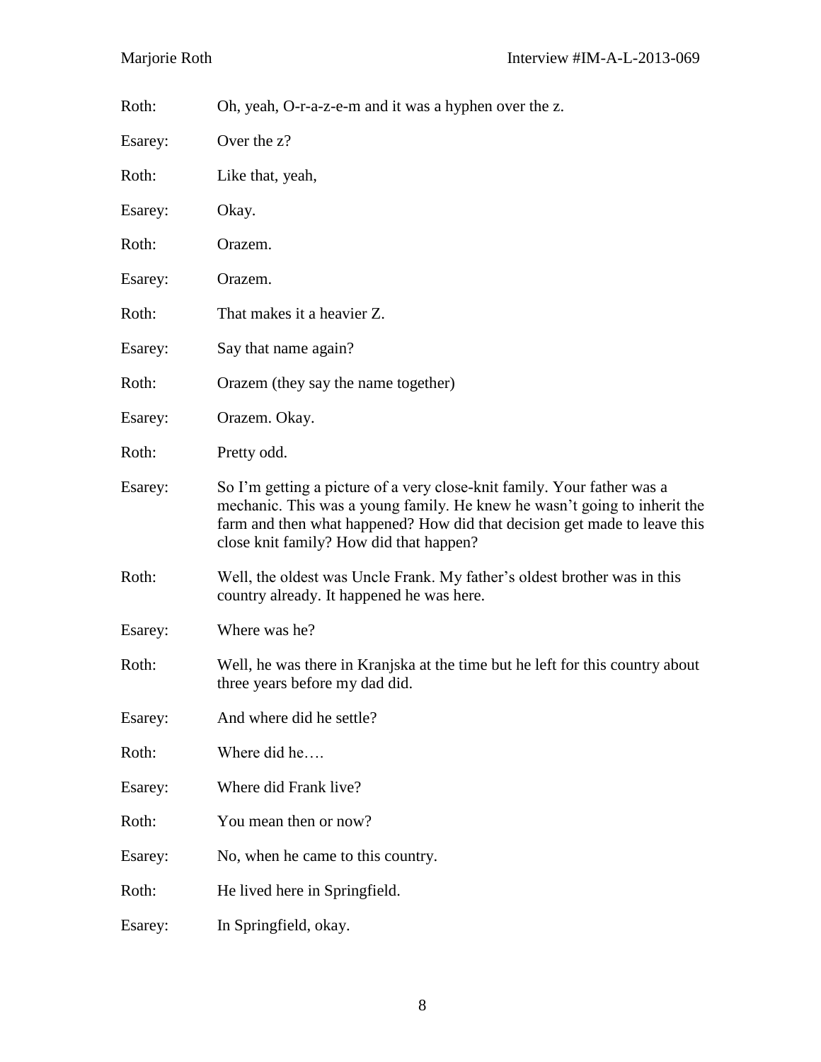Roth: Oh, yeah, O-r-a-z-e-m and it was a hyphen over the z.

Esarey: Over the z?

Roth: Like that, yeah,

Esarey: Okay.

Roth: Orazem.

Esarey: Orazem.

Roth: That makes it a heavier Z.

Esarey: Say that name again?

Roth: Orazem (they say the name together)

Esarey: Orazem. Okay.

Roth: Pretty odd.

Esarey: So I'm getting a picture of a very close-knit family. Your father was a mechanic. This was a young family. He knew he wasn't going to inherit the farm and then what happened? How did that decision get made to leave this close knit family? How did that happen?

Roth: Well, the oldest was Uncle Frank. My father's oldest brother was in this country already. It happened he was here.

Esarey: Where was he?

Roth: Well, he was there in Kranjska at the time but he left for this country about three years before my dad did.

Esarey: And where did he settle?

Roth: Where did he….

Esarey: Where did Frank live?

Roth: You mean then or now?

Esarey: No, when he came to this country.

Roth: He lived here in Springfield.

Esarey: In Springfield, okay.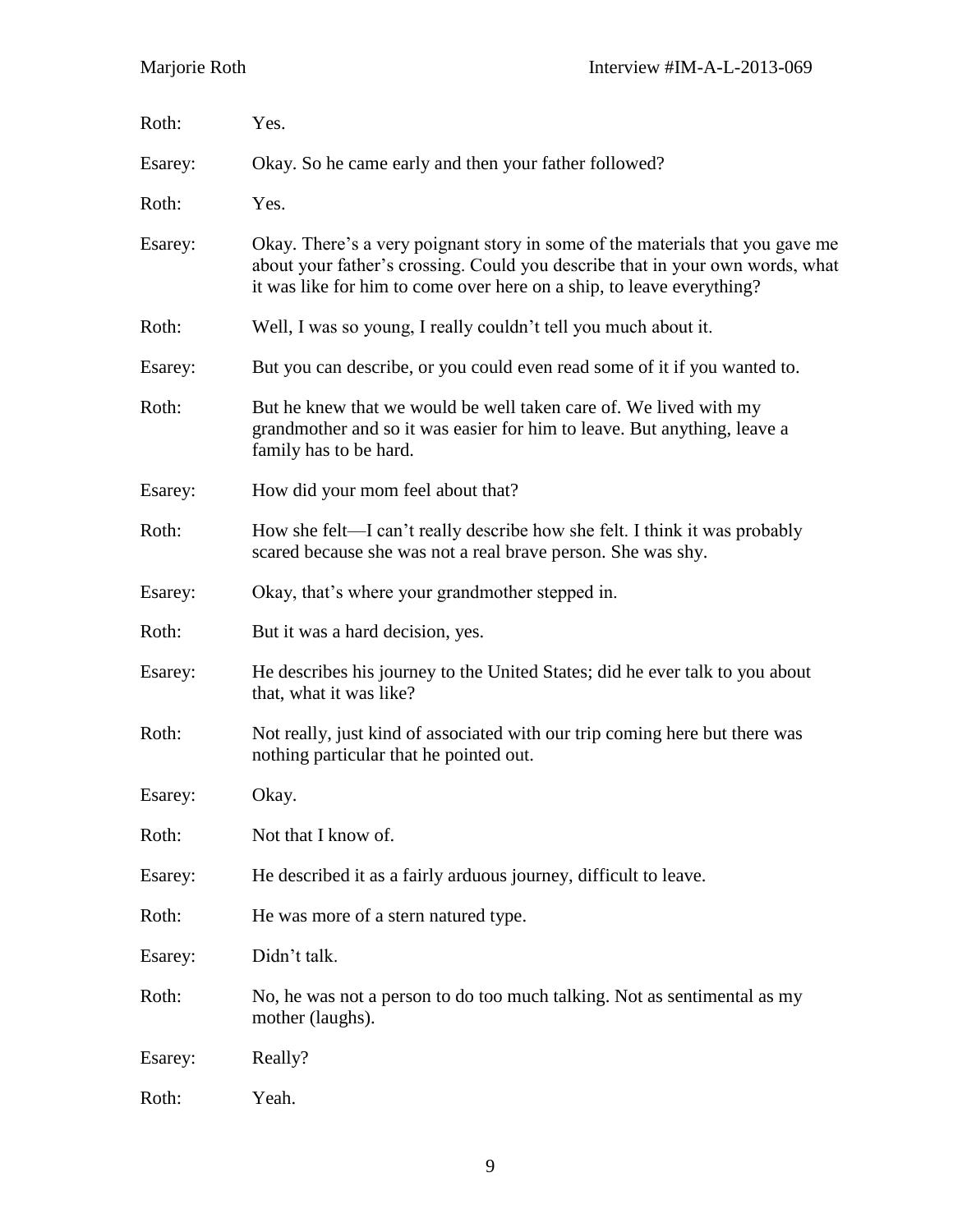Roth: Yes.

Esarey: Okay. So he came early and then your father followed?

Roth: Yes.

Esarey: Okay. There's a very poignant story in some of the materials that you gave me about your father's crossing. Could you describe that in your own words, what it was like for him to come over here on a ship, to leave everything?

Roth: Well, I was so young, I really couldn't tell you much about it.

Esarey: But you can describe, or you could even read some of it if you wanted to.

Roth: But he knew that we would be well taken care of. We lived with my grandmother and so it was easier for him to leave. But anything, leave a family has to be hard.

Esarey: How did your mom feel about that?

Roth: How she felt—I can't really describe how she felt. I think it was probably scared because she was not a real brave person. She was shy.

Esarey: Okay, that's where your grandmother stepped in.

Roth: But it was a hard decision, yes.

Esarey: He describes his journey to the United States; did he ever talk to you about that, what it was like?

Roth: Not really, just kind of associated with our trip coming here but there was nothing particular that he pointed out.

Esarey: Okay.

Roth: Not that I know of.

Esarey: He described it as a fairly arduous journey, difficult to leave.

Roth: He was more of a stern natured type.

Esarey: Didn't talk.

Roth: No, he was not a person to do too much talking. Not as sentimental as my mother (laughs).

Esarey: Really?

Roth: Yeah.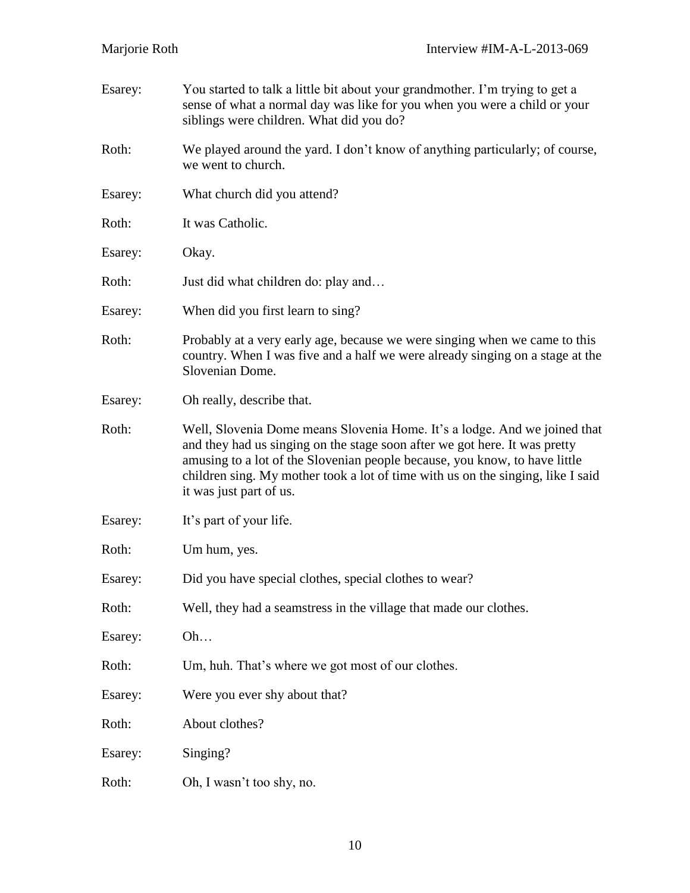Esarey: You started to talk a little bit about your grandmother. I'm trying to get a sense of what a normal day was like for you when you were a child or your siblings were children. What did you do?

Roth: We played around the yard. I don't know of anything particularly; of course, we went to church.

Esarey: What church did you attend?

Roth: It was Catholic.

Esarey: Okay.

Roth: Just did what children do: play and…

Esarey: When did you first learn to sing?

Roth: Probably at a very early age, because we were singing when we came to this country. When I was five and a half we were already singing on a stage at the Slovenian Dome.

Esarey: Oh really, describe that.

Roth: Well, Slovenia Dome means Slovenia Home. It's a lodge. And we joined that and they had us singing on the stage soon after we got here. It was pretty amusing to a lot of the Slovenian people because, you know, to have little children sing. My mother took a lot of time with us on the singing, like I said it was just part of us.

Esarey: It's part of your life.

Roth: Um hum, yes.

Esarey: Did you have special clothes, special clothes to wear?

Roth: Well, they had a seamstress in the village that made our clothes.

Esarey: Oh…

Roth: Um, huh. That's where we got most of our clothes.

Esarey: Were you ever shy about that?

Roth: About clothes?

Esarey: Singing?

Roth: Oh, I wasn't too shy, no.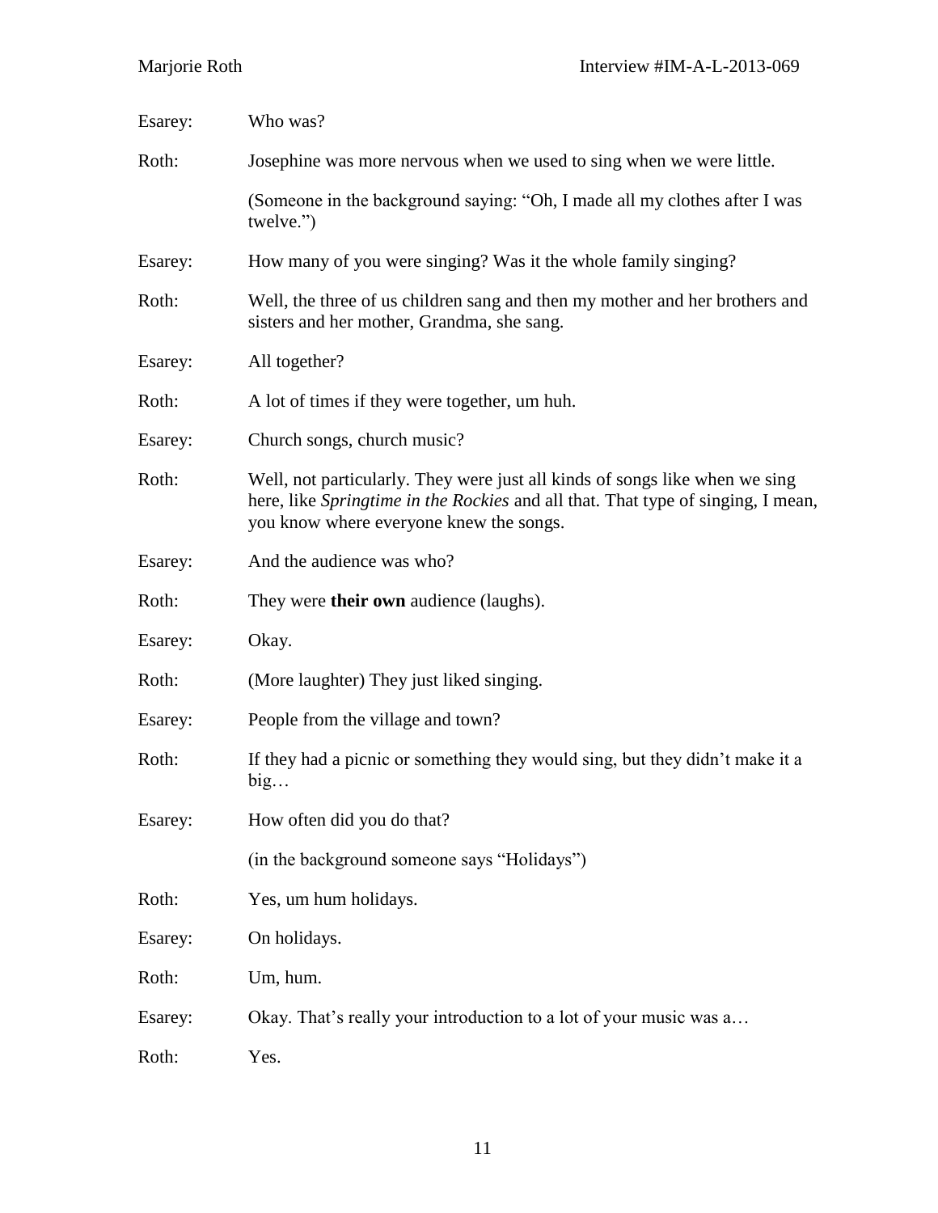Esarey: Who was?

Roth: Josephine was more nervous when we used to sing when we were little.

(Someone in the background saying: "Oh, I made all my clothes after I was twelve.")

Esarey: How many of you were singing? Was it the whole family singing?

Roth: Well, the three of us children sang and then my mother and her brothers and sisters and her mother, Grandma, she sang.

Esarey: All together?

Roth: A lot of times if they were together, um huh.

Esarey: Church songs, church music?

Roth: Well, not particularly. They were just all kinds of songs like when we sing here, like *Springtime in the Rockies* and all that. That type of singing, I mean, you know where everyone knew the songs.

Esarey: And the audience was who?

Roth: They were **their own** audience (laughs).

Esarey: Okay.

Roth: (More laughter) They just liked singing.

Esarey: People from the village and town?

Roth: If they had a picnic or something they would sing, but they didn't make it a big…

Esarey: How often did you do that?

(in the background someone says "Holidays")

Roth: Yes, um hum holidays.

Esarey: On holidays.

Roth: Um, hum.

Esarey: Okay. That's really your introduction to a lot of your music was a…

Roth: Yes.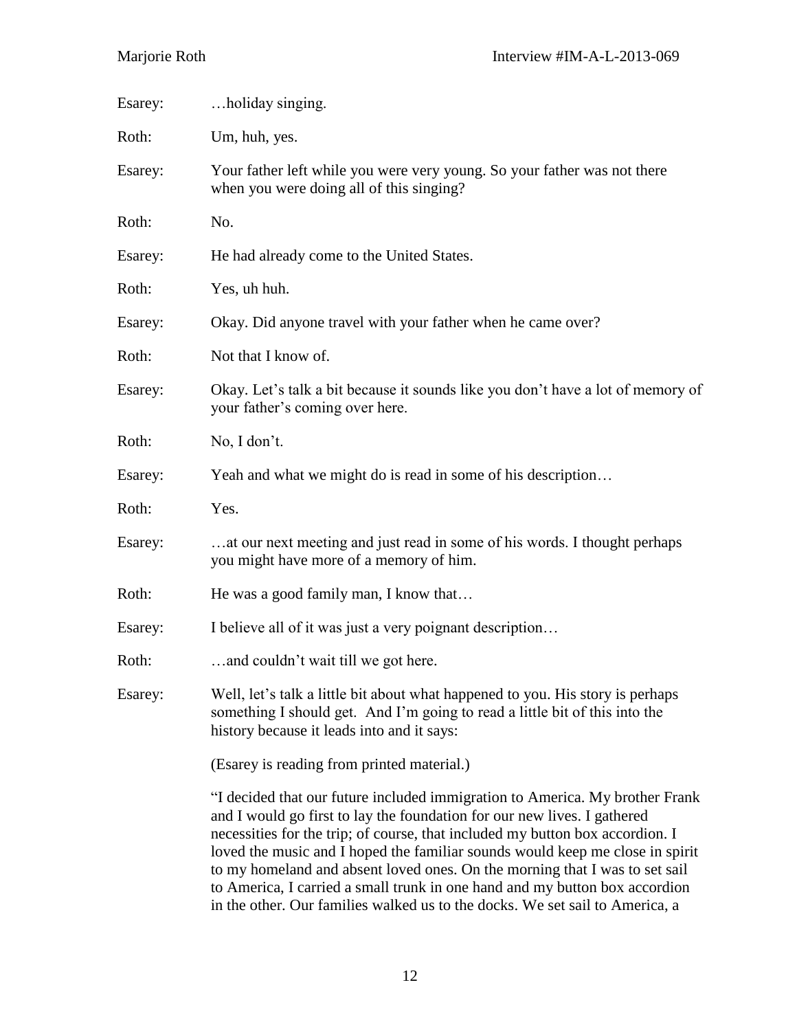Esarey: …holiday singing.

Roth: Um, huh, yes.

Esarey: Your father left while you were very young. So your father was not there when you were doing all of this singing?

Roth: No.

Esarey: He had already come to the United States.

Roth: Yes, uh huh.

Esarey: Okay. Did anyone travel with your father when he came over?

Roth: Not that I know of.

Esarey: Okay. Let's talk a bit because it sounds like you don't have a lot of memory of your father's coming over here.

Roth: No, I don't.

Esarey: Yeah and what we might do is read in some of his description…

Roth: Yes.

Esarey: …at our next meeting and just read in some of his words. I thought perhaps you might have more of a memory of him.

Roth: He was a good family man, I know that…

Esarey: I believe all of it was just a very poignant description…

Roth: …and couldn't wait till we got here.

Esarey: Well, let's talk a little bit about what happened to you. His story is perhaps something I should get. And I'm going to read a little bit of this into the history because it leads into and it says:

(Esarey is reading from printed material.)

"I decided that our future included immigration to America. My brother Frank and I would go first to lay the foundation for our new lives. I gathered necessities for the trip; of course, that included my button box accordion. I loved the music and I hoped the familiar sounds would keep me close in spirit to my homeland and absent loved ones. On the morning that I was to set sail to America, I carried a small trunk in one hand and my button box accordion in the other. Our families walked us to the docks. We set sail to America, a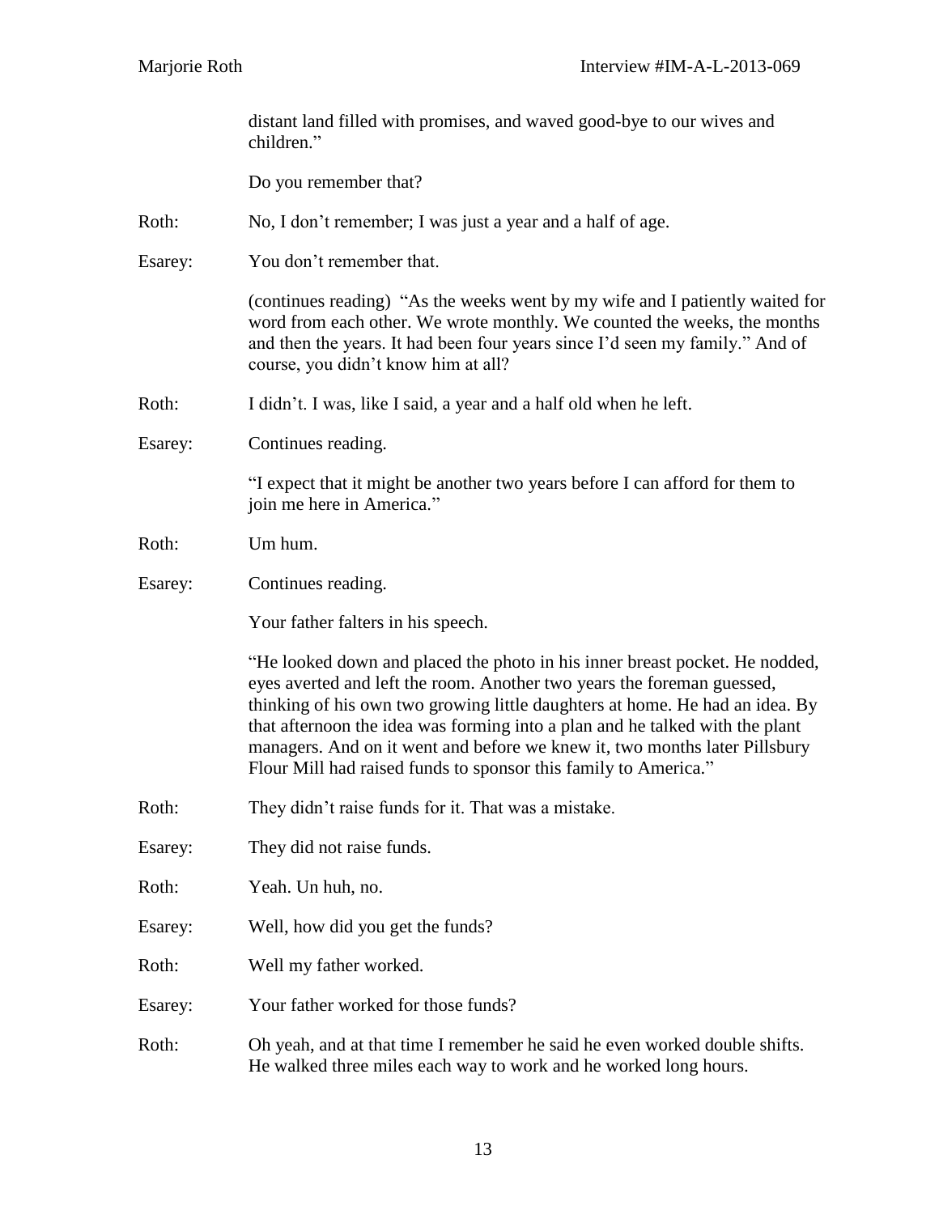distant land filled with promises, and waved good-bye to our wives and children."

Do you remember that?

Roth: No, I don't remember; I was just a year and a half of age.

Esarey: You don't remember that.

(continues reading) "As the weeks went by my wife and I patiently waited for word from each other. We wrote monthly. We counted the weeks, the months and then the years. It had been four years since I'd seen my family." And of course, you didn't know him at all?

Roth: I didn't. I was, like I said, a year and a half old when he left.

Esarey: Continues reading.

"I expect that it might be another two years before I can afford for them to join me here in America."

Roth: Um hum.

Esarey: Continues reading.

Your father falters in his speech.

"He looked down and placed the photo in his inner breast pocket. He nodded, eyes averted and left the room. Another two years the foreman guessed, thinking of his own two growing little daughters at home. He had an idea. By that afternoon the idea was forming into a plan and he talked with the plant managers. And on it went and before we knew it, two months later Pillsbury Flour Mill had raised funds to sponsor this family to America."

Roth: They didn't raise funds for it. That was a mistake.

Esarey: They did not raise funds.

Roth: Yeah. Un huh, no.

Esarey: Well, how did you get the funds?

Roth: Well my father worked.

Esarey: Your father worked for those funds?

Roth: Oh yeah, and at that time I remember he said he even worked double shifts. He walked three miles each way to work and he worked long hours.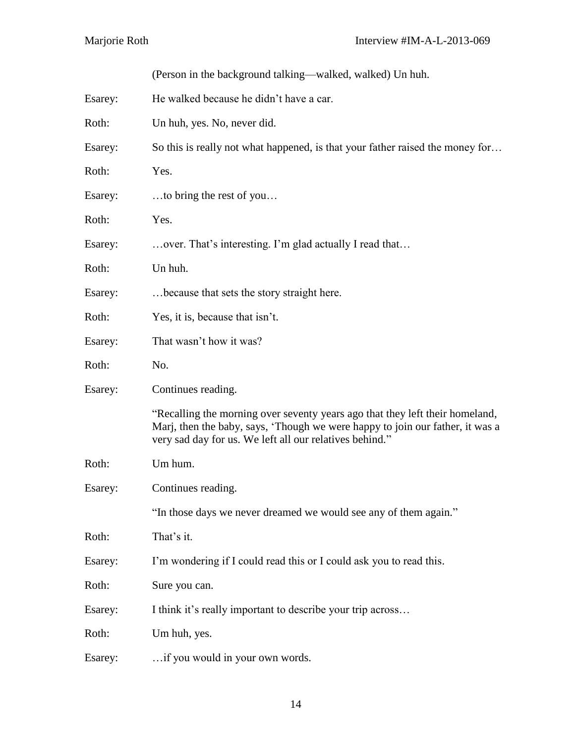(Person in the background talking—walked, walked) Un huh.

Esarey: He walked because he didn't have a car.

Roth: Un huh, yes. No, never did.

Esarey: So this is really not what happened, is that your father raised the money for…

Roth: Yes.

Esarey: …to bring the rest of you…

Roth: Yes.

Esarey: …over. That's interesting. I'm glad actually I read that…

Roth: Un huh.

Esarey: …because that sets the story straight here.

Roth: Yes, it is, because that isn't.

Esarey: That wasn't how it was?

Roth: No.

Esarey: Continues reading.

"Recalling the morning over seventy years ago that they left their homeland, Marj, then the baby, says, 'Though we were happy to join our father, it was a very sad day for us. We left all our relatives behind."

Roth: Um hum.

Esarey: Continues reading.

"In those days we never dreamed we would see any of them again."

Roth: That's it.

Esarey: I'm wondering if I could read this or I could ask you to read this.

Roth: Sure you can.

Esarey: I think it's really important to describe your trip across…

Roth: Um huh, yes.

Esarey: …if you would in your own words.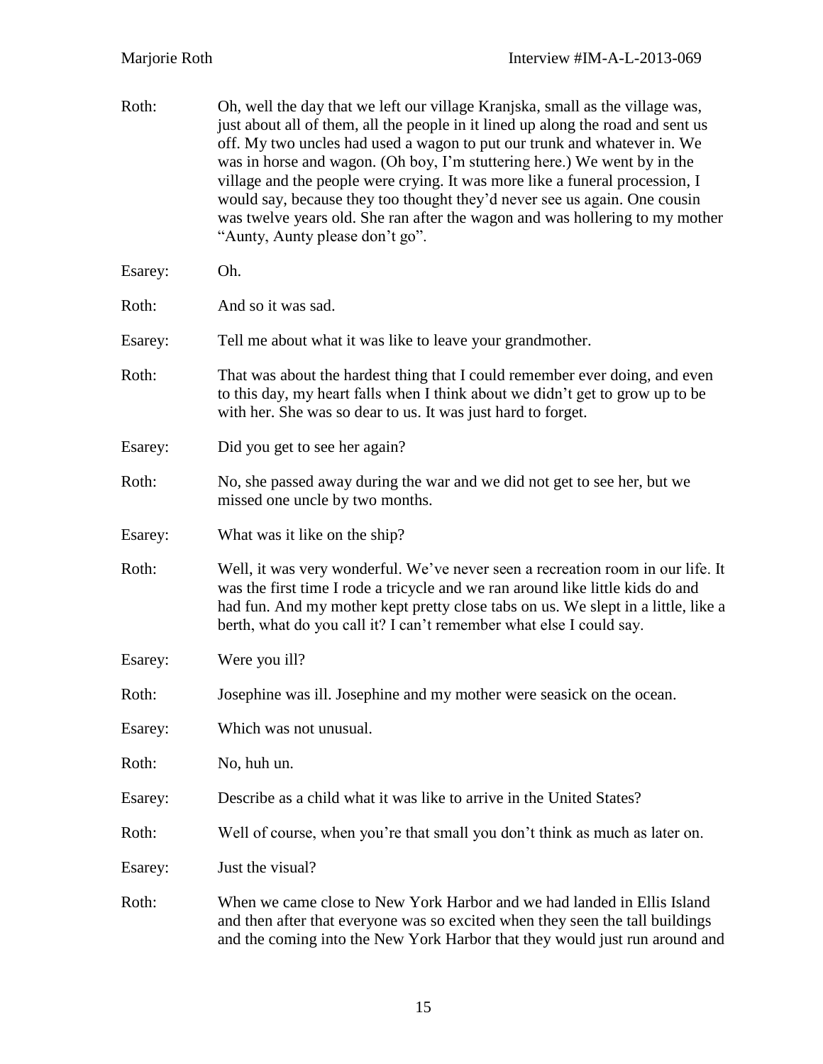Roth: Oh, well the day that we left our village Kranjska, small as the village was, just about all of them, all the people in it lined up along the road and sent us off. My two uncles had used a wagon to put our trunk and whatever in. We was in horse and wagon. (Oh boy, I'm stuttering here.) We went by in the village and the people were crying. It was more like a funeral procession, I would say, because they too thought they'd never see us again. One cousin was twelve years old. She ran after the wagon and was hollering to my mother "Aunty, Aunty please don't go".

Esarey: Oh.

Roth: And so it was sad.

Esarey: Tell me about what it was like to leave your grandmother.

Roth: That was about the hardest thing that I could remember ever doing, and even to this day, my heart falls when I think about we didn't get to grow up to be with her. She was so dear to us. It was just hard to forget.

Esarey: Did you get to see her again?

Roth: No, she passed away during the war and we did not get to see her, but we missed one uncle by two months.

Esarey: What was it like on the ship?

Roth: Well, it was very wonderful. We've never seen a recreation room in our life. It was the first time I rode a tricycle and we ran around like little kids do and had fun. And my mother kept pretty close tabs on us. We slept in a little, like a berth, what do you call it? I can't remember what else I could say.

Esarey: Were you ill?

Roth: Josephine was ill. Josephine and my mother were seasick on the ocean.

Esarey: Which was not unusual.

Roth: No, huh un.

Esarey: Describe as a child what it was like to arrive in the United States?

Roth: Well of course, when you're that small you don't think as much as later on.

Esarey: Just the visual?

Roth: When we came close to New York Harbor and we had landed in Ellis Island and then after that everyone was so excited when they seen the tall buildings and the coming into the New York Harbor that they would just run around and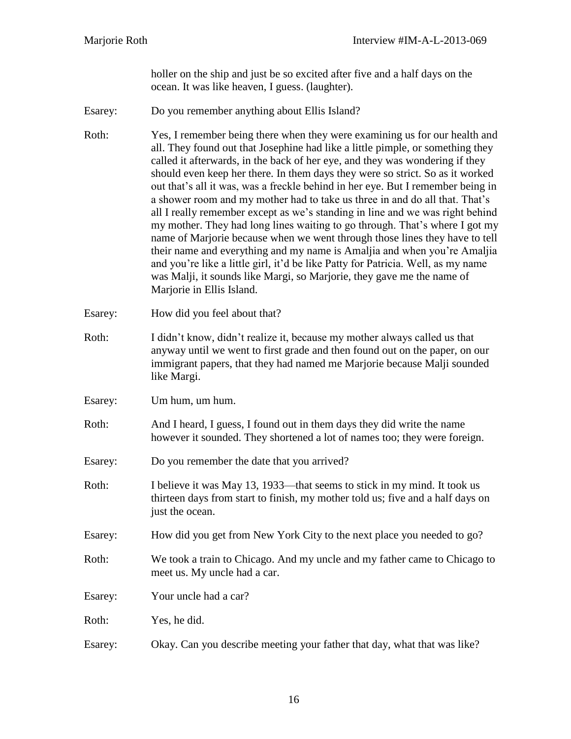holler on the ship and just be so excited after five and a half days on the ocean. It was like heaven, I guess. (laughter).

Esarey: Do you remember anything about Ellis Island?

Roth: Yes, I remember being there when they were examining us for our health and all. They found out that Josephine had like a little pimple, or something they called it afterwards, in the back of her eye, and they was wondering if they should even keep her there. In them days they were so strict. So as it worked out that's all it was, was a freckle behind in her eye. But I remember being in a shower room and my mother had to take us three in and do all that. That's all I really remember except as we's standing in line and we was right behind my mother. They had long lines waiting to go through. That's where I got my name of Marjorie because when we went through those lines they have to tell their name and everything and my name is Amaljia and when you're Amaljia and you're like a little girl, it'd be like Patty for Patricia. Well, as my name was Malji, it sounds like Margi, so Marjorie, they gave me the name of Marjorie in Ellis Island.

Esarey: How did you feel about that?

Roth: I didn't know, didn't realize it, because my mother always called us that anyway until we went to first grade and then found out on the paper, on our immigrant papers, that they had named me Marjorie because Malji sounded like Margi.

Esarey: Um hum, um hum.

Roth: And I heard, I guess, I found out in them days they did write the name however it sounded. They shortened a lot of names too; they were foreign.

Esarey: Do you remember the date that you arrived?

Roth: I believe it was May 13, 1933—that seems to stick in my mind. It took us thirteen days from start to finish, my mother told us; five and a half days on just the ocean.

Esarey: How did you get from New York City to the next place you needed to go?

Roth: We took a train to Chicago. And my uncle and my father came to Chicago to meet us. My uncle had a car.

Esarey: Your uncle had a car?

Roth: Yes, he did.

Esarey: Okay. Can you describe meeting your father that day, what that was like?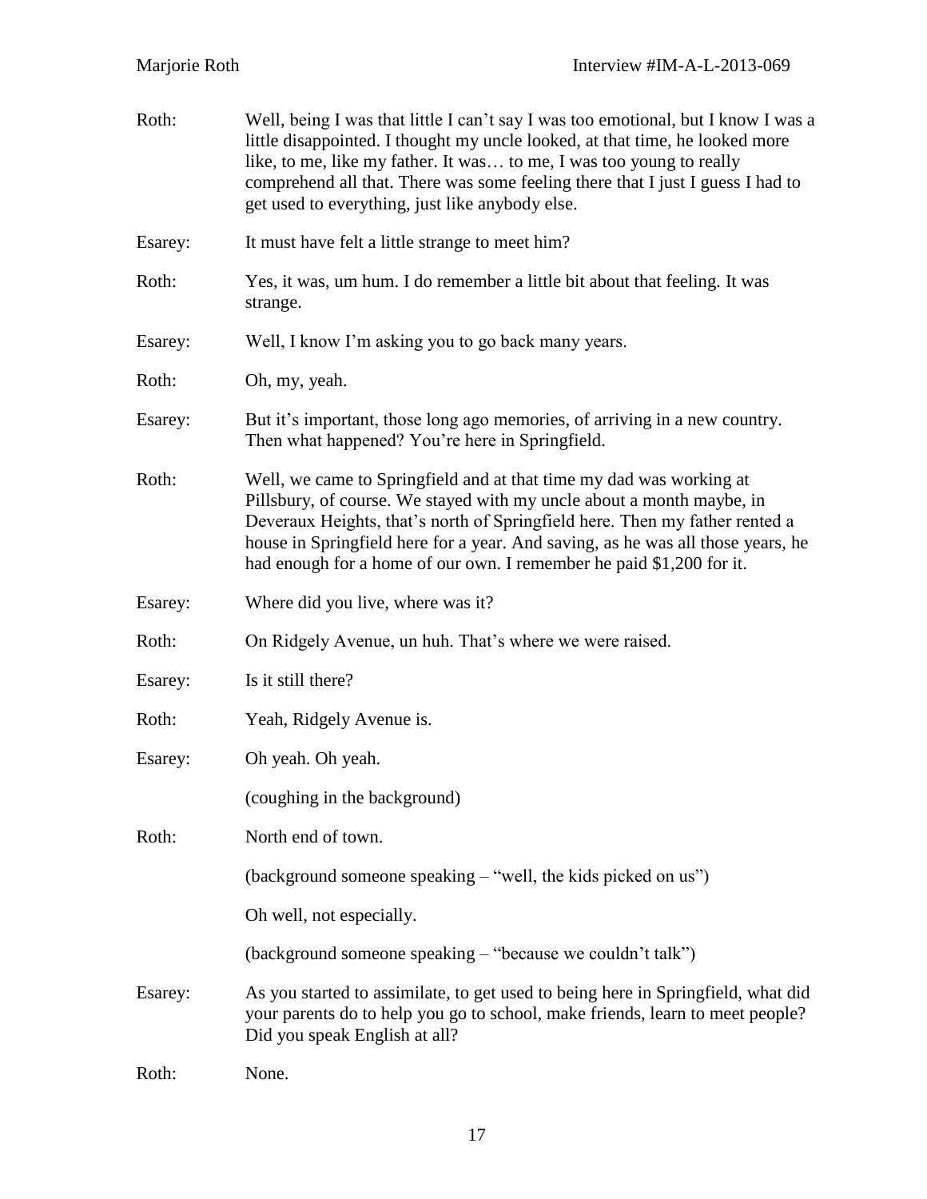Roth: Well, being I was that little I can't say I was too emotional, but I know I was a little disappointed. I thought my uncle looked, at that time, he looked more like, to me, like my father. It was… to me, I was too young to really comprehend all that. There was some feeling there that I just I guess I had to get used to everything, just like anybody else.

Esarey: It must have felt a little strange to meet him?

Roth: Yes, it was, um hum. I do remember a little bit about that feeling. It was strange.

Esarey: Well, I know I'm asking you to go back many years.

Roth: Oh, my, yeah.

Esarey: But it's important, those long ago memories, of arriving in a new country. Then what happened? You're here in Springfield.

Roth: Well, we came to Springfield and at that time my dad was working at Pillsbury, of course. We stayed with my uncle about a month maybe, in Deveraux Heights, that's north of Springfield here. Then my father rented a house in Springfield here for a year. And saving, as he was all those years, he had enough for a home of our own. I remember he paid $1,200 for it.

Esarey: Where did you live, where was it?

Roth: On Ridgely Avenue, un huh. That's where we were raised.

Esarey: Is it still there?

Roth: Yeah, Ridgely Avenue is.

Esarey: Oh yeah. Oh yeah.

(coughing in the background)

Roth: North end of town.

(background someone speaking – "well, the kids picked on us")

Oh well, not especially.

(background someone speaking – "because we couldn't talk")

Esarey: As you started to assimilate, to get used to being here in Springfield, what did your parents do to help you go to school, make friends, learn to meet people? Did you speak English at all?

Roth: None.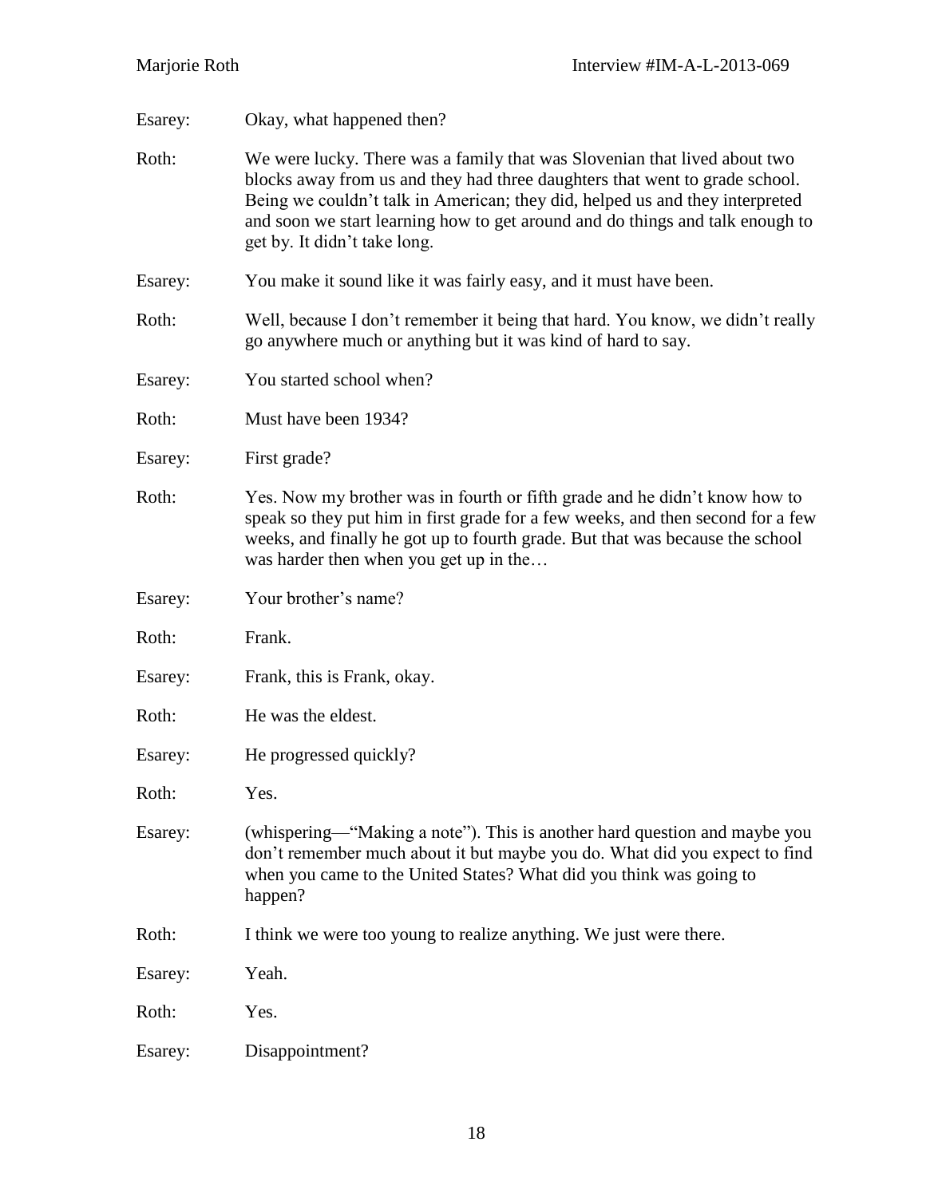Esarey: Okay, what happened then?

Roth: We were lucky. There was a family that was Slovenian that lived about two blocks away from us and they had three daughters that went to grade school. Being we couldn't talk in American; they did, helped us and they interpreted and soon we start learning how to get around and do things and talk enough to get by. It didn't take long.

Esarey: You make it sound like it was fairly easy, and it must have been.

Roth: Well, because I don't remember it being that hard. You know, we didn't really go anywhere much or anything but it was kind of hard to say.

Esarey: You started school when?

Roth: Must have been 1934?

Esarey: First grade?

Roth: Yes. Now my brother was in fourth or fifth grade and he didn't know how to speak so they put him in first grade for a few weeks, and then second for a few weeks, and finally he got up to fourth grade. But that was because the school was harder then when you get up in the…

Esarey: Your brother's name?

Roth: Frank.

Esarey: Frank, this is Frank, okay.

Roth: He was the eldest.

Esarey: He progressed quickly?

Roth: Yes.

Esarey: (whispering—"Making a note"). This is another hard question and maybe you don't remember much about it but maybe you do. What did you expect to find when you came to the United States? What did you think was going to happen?

Roth: I think we were too young to realize anything. We just were there.

Esarey: Yeah.

Roth: Yes.

Esarey: Disappointment?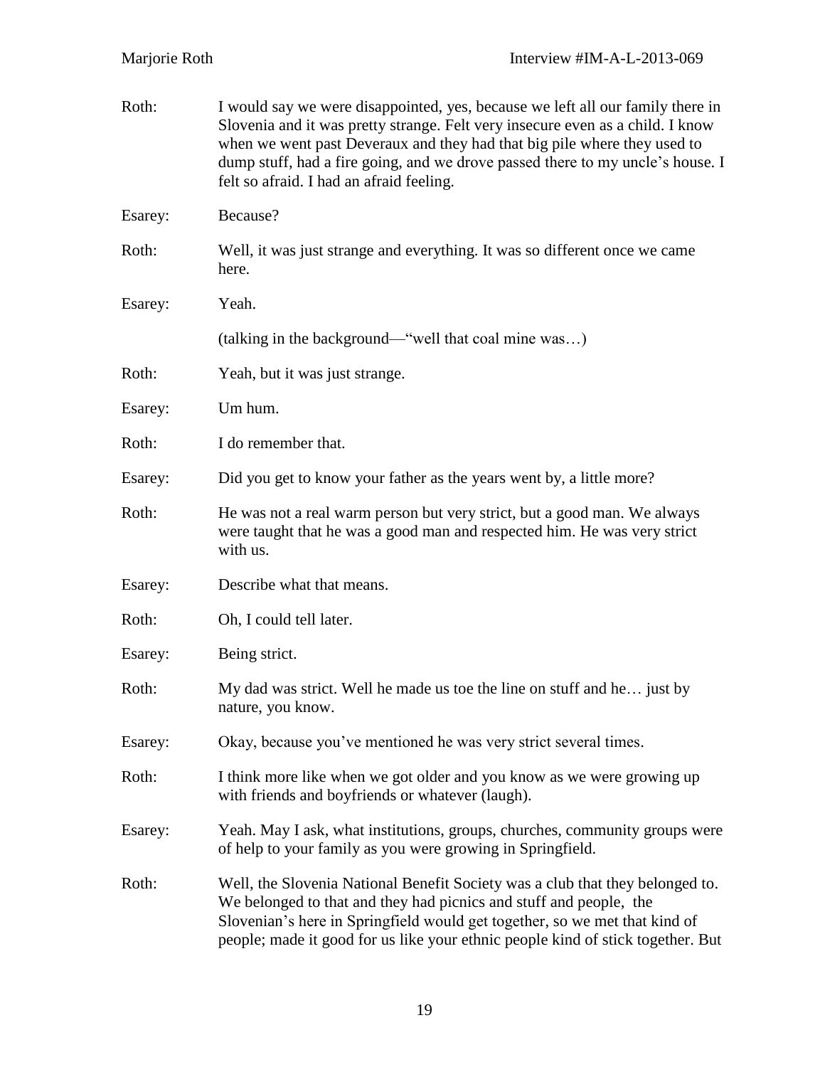Roth: I would say we were disappointed, yes, because we left all our family there in Slovenia and it was pretty strange. Felt very insecure even as a child. I know when we went past Deveraux and they had that big pile where they used to dump stuff, had a fire going, and we drove passed there to my uncle's house. I felt so afraid. I had an afraid feeling.

Esarey: Because?

Roth: Well, it was just strange and everything. It was so different once we came here.

Esarey: Yeah.

(talking in the background—"well that coal mine was…)

Roth: Yeah, but it was just strange.

Esarey: Um hum.

Roth: I do remember that.

Esarey: Did you get to know your father as the years went by, a little more?

Roth: He was not a real warm person but very strict, but a good man. We always were taught that he was a good man and respected him. He was very strict with us.

Esarey: Describe what that means.

Roth: Oh, I could tell later.

Esarey: Being strict.

Roth: My dad was strict. Well he made us toe the line on stuff and he… just by nature, you know.

Esarey: Okay, because you've mentioned he was very strict several times.

Roth: I think more like when we got older and you know as we were growing up with friends and boyfriends or whatever (laugh).

Esarey: Yeah. May I ask, what institutions, groups, churches, community groups were of help to your family as you were growing in Springfield.

Roth: Well, the Slovenia National Benefit Society was a club that they belonged to. We belonged to that and they had picnics and stuff and people, the Slovenian's here in Springfield would get together, so we met that kind of people; made it good for us like your ethnic people kind of stick together. But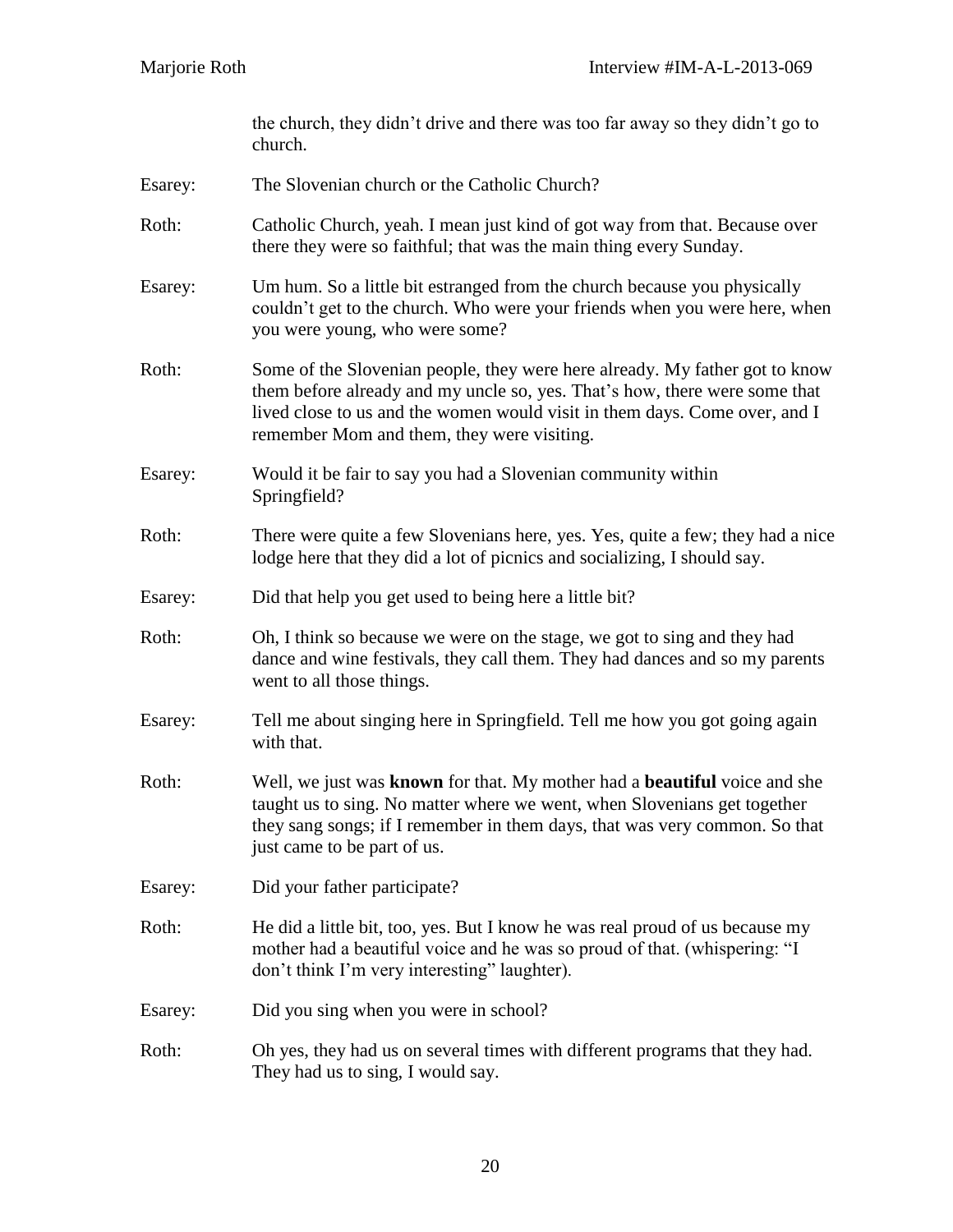the church, they didn't drive and there was too far away so they didn't go to church.

Esarey: The Slovenian church or the Catholic Church?

Roth: Catholic Church, yeah. I mean just kind of got way from that. Because over there they were so faithful; that was the main thing every Sunday.

Esarey: Um hum. So a little bit estranged from the church because you physically couldn't get to the church. Who were your friends when you were here, when you were young, who were some?

Roth: Some of the Slovenian people, they were here already. My father got to know them before already and my uncle so, yes. That's how, there were some that lived close to us and the women would visit in them days. Come over, and I remember Mom and them, they were visiting.

Esarey: Would it be fair to say you had a Slovenian community within Springfield?

Roth: There were quite a few Slovenians here, yes. Yes, quite a few; they had a nice lodge here that they did a lot of picnics and socializing, I should say.

Esarey: Did that help you get used to being here a little bit?

Roth: Oh, I think so because we were on the stage, we got to sing and they had dance and wine festivals, they call them. They had dances and so my parents went to all those things.

Esarey: Tell me about singing here in Springfield. Tell me how you got going again with that.

Roth: Well, we just was **known** for that. My mother had a **beautiful** voice and she taught us to sing. No matter where we went, when Slovenians get together they sang songs; if I remember in them days, that was very common. So that just came to be part of us.

Esarey: Did your father participate?

Roth: He did a little bit, too, yes. But I know he was real proud of us because my mother had a beautiful voice and he was so proud of that. (whispering: "I don't think I'm very interesting" laughter).

Esarey: Did you sing when you were in school?

Roth: Oh yes, they had us on several times with different programs that they had. They had us to sing, I would say.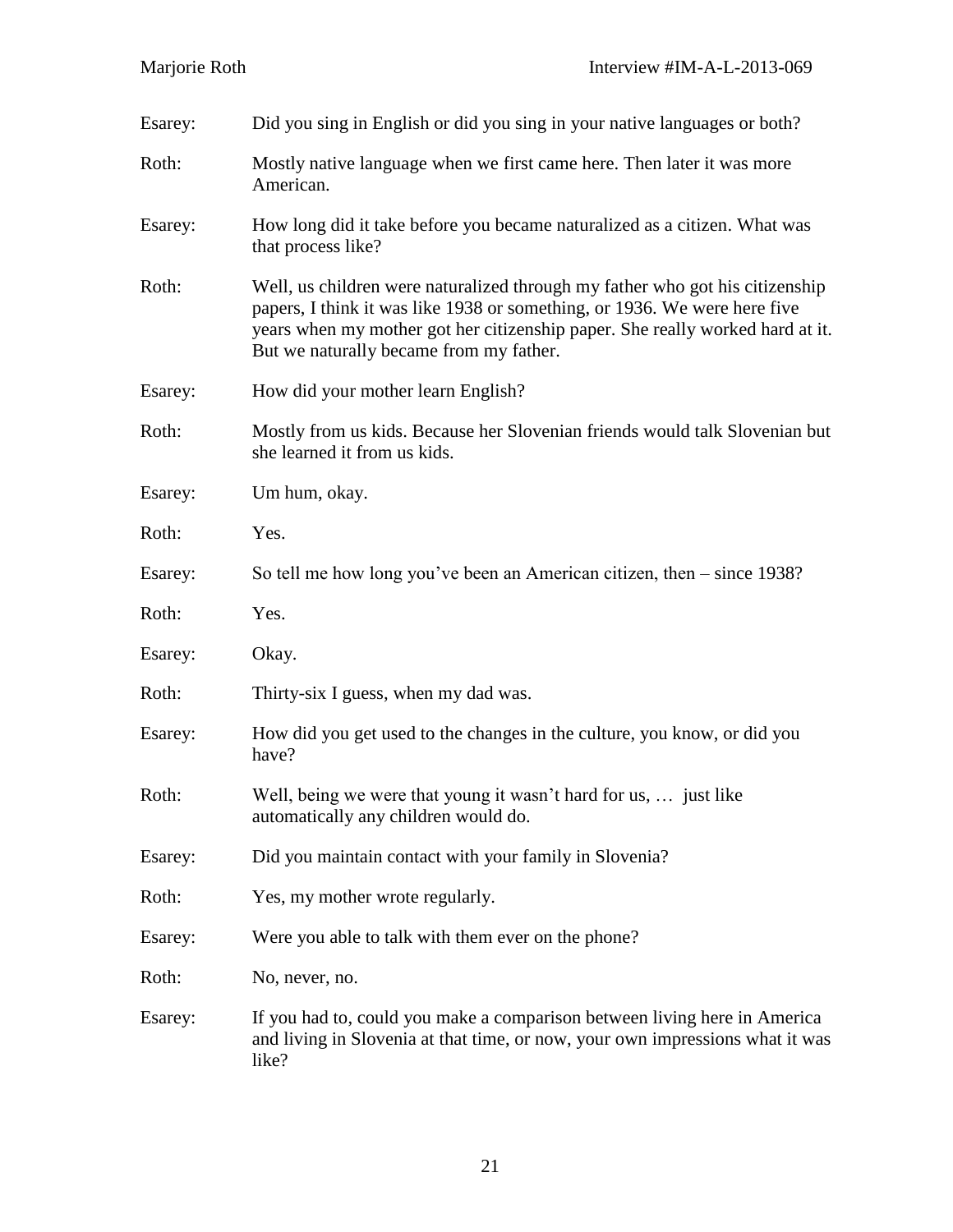Esarey: Did you sing in English or did you sing in your native languages or both?

Roth: Mostly native language when we first came here. Then later it was more American.

Esarey: How long did it take before you became naturalized as a citizen. What was that process like?

Roth: Well, us children were naturalized through my father who got his citizenship papers, I think it was like 1938 or something, or 1936. We were here five years when my mother got her citizenship paper. She really worked hard at it. But we naturally became from my father.

Esarey: How did your mother learn English?

Roth: Mostly from us kids. Because her Slovenian friends would talk Slovenian but she learned it from us kids.

Esarey: Um hum, okay.

Roth: Yes.

Esarey: So tell me how long you've been an American citizen, then – since 1938?

Roth: Yes.

Esarey: Okay.

Roth: Thirty-six I guess, when my dad was.

Esarey: How did you get used to the changes in the culture, you know, or did you have?

Roth: Well, being we were that young it wasn't hard for us, … just like automatically any children would do.

Esarey: Did you maintain contact with your family in Slovenia?

Roth: Yes, my mother wrote regularly.

Esarey: Were you able to talk with them ever on the phone?

Roth: No, never, no.

Esarey: If you had to, could you make a comparison between living here in America and living in Slovenia at that time, or now, your own impressions what it was like?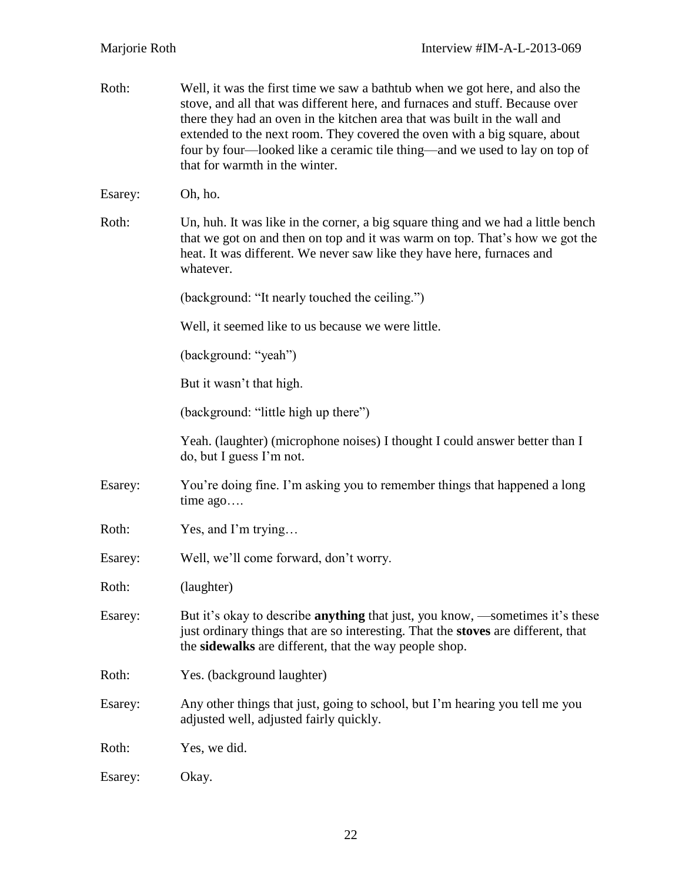Roth: Well, it was the first time we saw a bathtub when we got here, and also the stove, and all that was different here, and furnaces and stuff. Because over there they had an oven in the kitchen area that was built in the wall and extended to the next room. They covered the oven with a big square, about four by four—looked like a ceramic tile thing—and we used to lay on top of that for warmth in the winter.

Esarey: Oh, ho.

Roth: Un, huh. It was like in the corner, a big square thing and we had a little bench that we got on and then on top and it was warm on top. That's how we got the heat. It was different. We never saw like they have here, furnaces and whatever.

(background: "It nearly touched the ceiling.")

Well, it seemed like to us because we were little.

(background: "yeah")

But it wasn't that high.

(background: "little high up there")

Yeah. (laughter) (microphone noises) I thought I could answer better than I do, but I guess I'm not.

Esarey: You're doing fine. I'm asking you to remember things that happened a long time ago….

Roth: Yes, and I'm trying…

Esarey: Well, we'll come forward, don't worry.

Roth: (laughter)

Esarey: But it's okay to describe **anything** that just, you know, —sometimes it's these just ordinary things that are so interesting. That the **stoves** are different, that the **sidewalks** are different, that the way people shop.

Roth: Yes. (background laughter)

Esarey: Any other things that just, going to school, but I'm hearing you tell me you adjusted well, adjusted fairly quickly.

Roth: Yes, we did.

Esarey: Okay.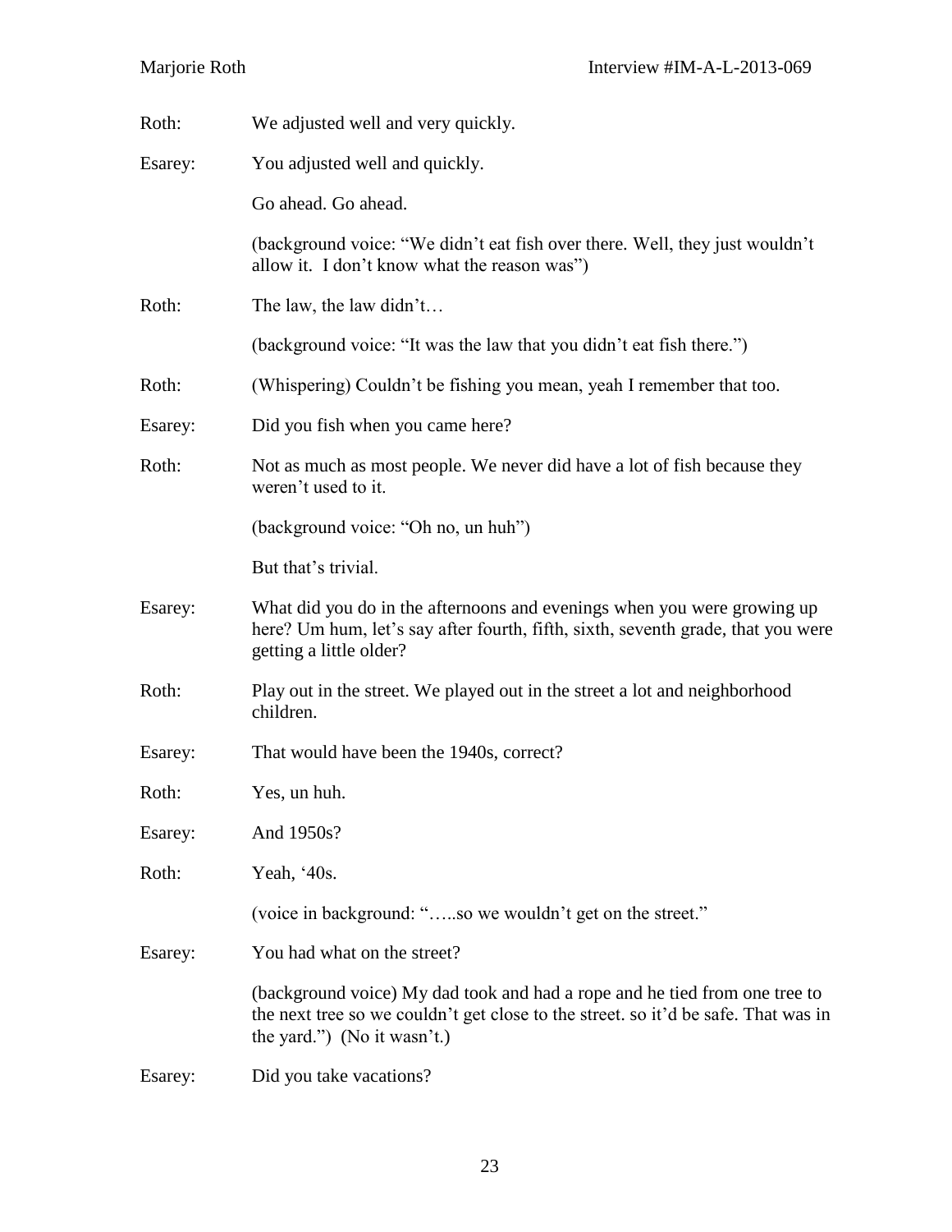Roth: We adjusted well and very quickly.

Esarey: You adjusted well and quickly.

Go ahead. Go ahead.

(background voice: "We didn't eat fish over there. Well, they just wouldn't allow it. I don't know what the reason was")

Roth: The law, the law didn't…

(background voice: "It was the law that you didn't eat fish there.")

Roth: (Whispering) Couldn't be fishing you mean, yeah I remember that too.

Esarey: Did you fish when you came here?

Roth: Not as much as most people. We never did have a lot of fish because they weren't used to it.

(background voice: "Oh no, un huh")

But that's trivial.

Esarey: What did you do in the afternoons and evenings when you were growing up here? Um hum, let's say after fourth, fifth, sixth, seventh grade, that you were getting a little older?

Roth: Play out in the street. We played out in the street a lot and neighborhood children.

Esarey: That would have been the 1940s, correct?

Roth: Yes, un huh.

Esarey: And 1950s?

Roth: Yeah, '40s.

(voice in background: "…..so we wouldn't get on the street."

Esarey: You had what on the street?

(background voice) My dad took and had a rope and he tied from one tree to the next tree so we couldn't get close to the street. so it'd be safe. That was in the yard.") (No it wasn't.)

Esarey: Did you take vacations?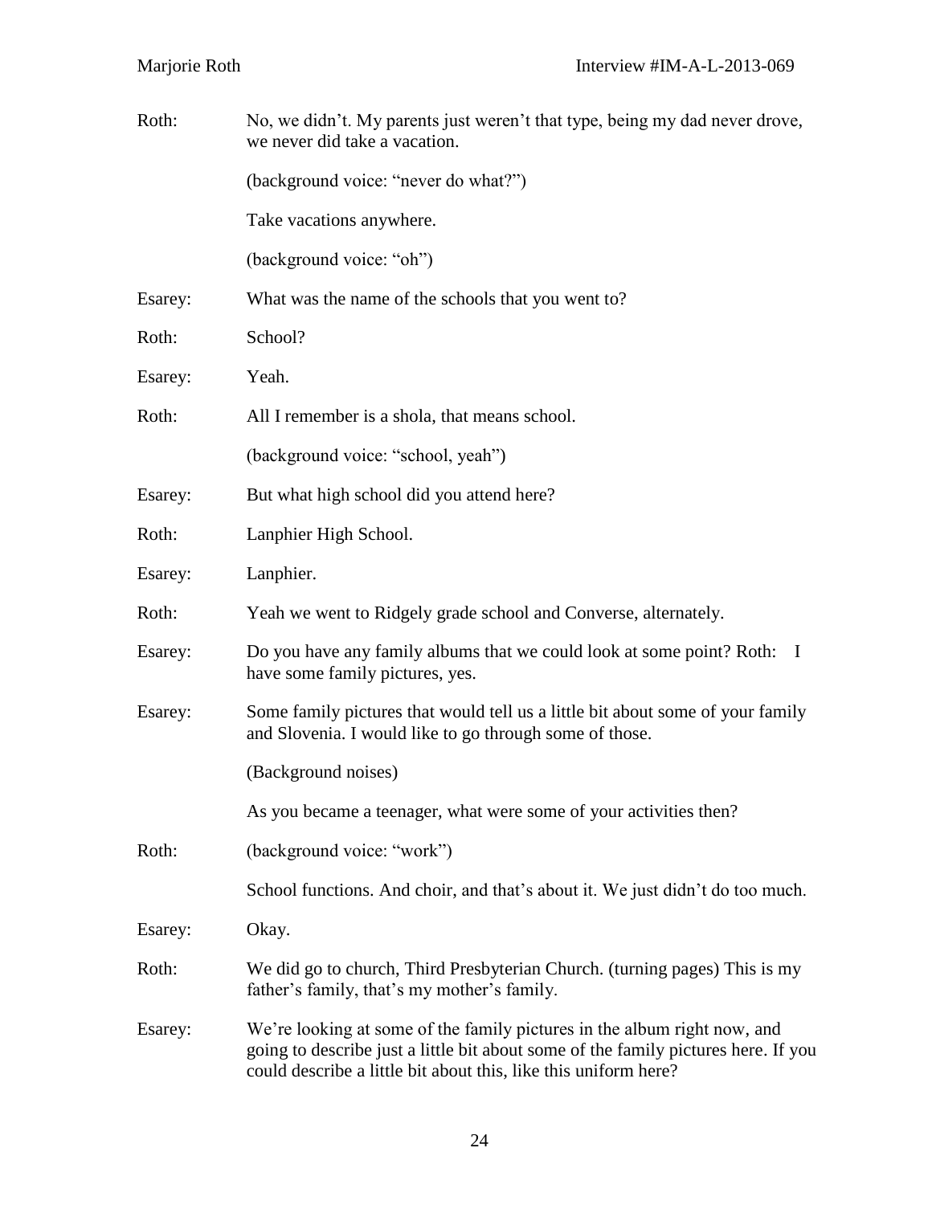Roth: No, we didn't. My parents just weren't that type, being my dad never drove, we never did take a vacation.

(background voice: "never do what?")

Take vacations anywhere.

(background voice: "oh")

Esarey: What was the name of the schools that you went to?

Roth: School?

Esarey: Yeah.

Roth: All I remember is a shola, that means school.

(background voice: "school, yeah")

Esarey: But what high school did you attend here?

Roth: Lanphier High School.

Esarey: Lanphier.

Roth: Yeah we went to Ridgely grade school and Converse, alternately.

Esarey: Do you have any family albums that we could look at some point? Roth: I have some family pictures, yes.

Esarey: Some family pictures that would tell us a little bit about some of your family and Slovenia. I would like to go through some of those.

(Background noises)

As you became a teenager, what were some of your activities then?

Roth: (background voice: "work")

School functions. And choir, and that's about it. We just didn't do too much.

Esarey: Okay.

Roth: We did go to church, Third Presbyterian Church. (turning pages) This is my father's family, that's my mother's family.

Esarey: We're looking at some of the family pictures in the album right now, and going to describe just a little bit about some of the family pictures here. If you could describe a little bit about this, like this uniform here?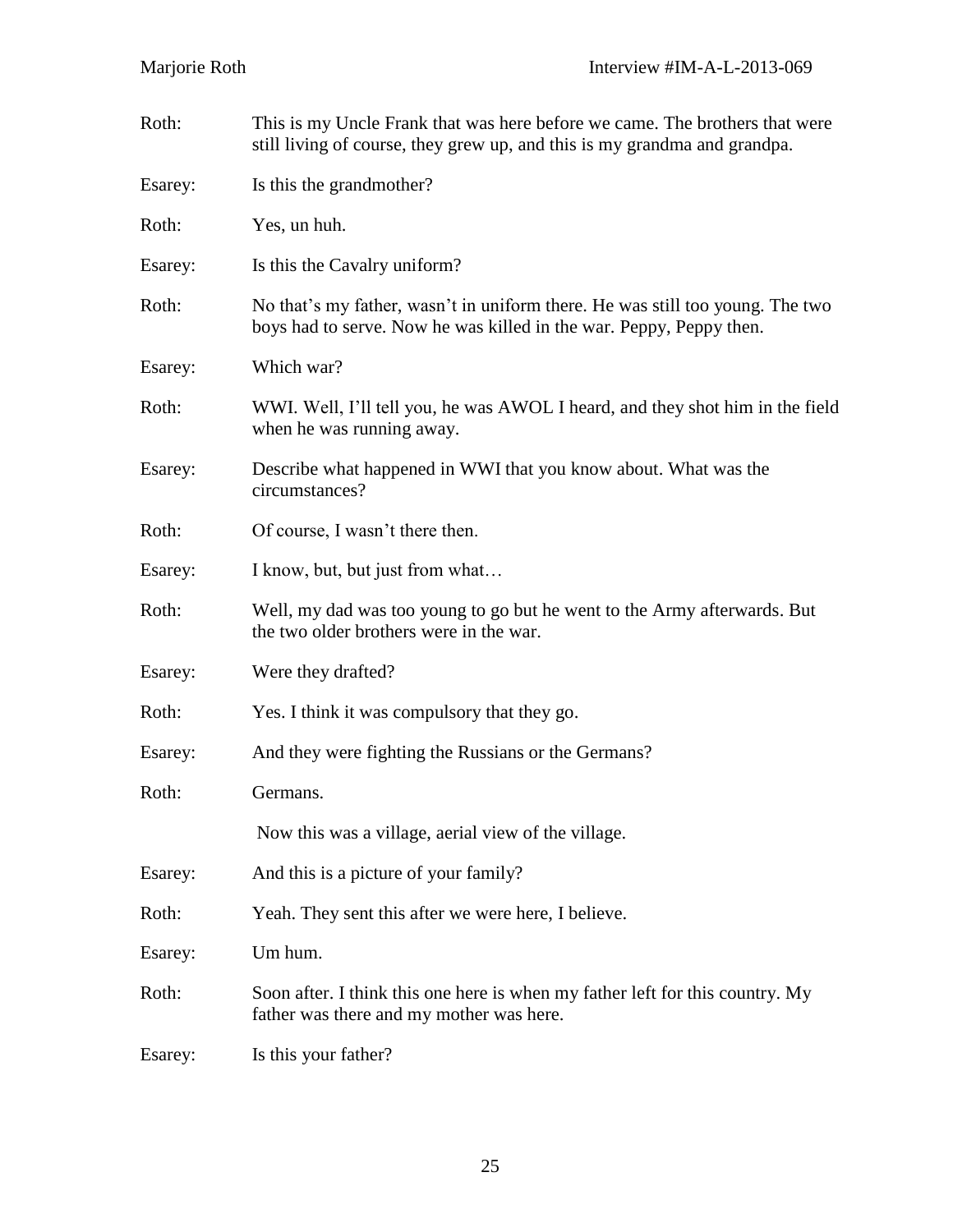Roth: This is my Uncle Frank that was here before we came. The brothers that were still living of course, they grew up, and this is my grandma and grandpa.

Esarey: Is this the grandmother?

Roth: Yes, un huh.

Esarey: Is this the Cavalry uniform?

Roth: No that's my father, wasn't in uniform there. He was still too young. The two boys had to serve. Now he was killed in the war. Peppy, Peppy then.

Esarey: Which war?

Roth: WWI. Well, I'll tell you, he was AWOL I heard, and they shot him in the field when he was running away.

Esarey: Describe what happened in WWI that you know about. What was the circumstances?

Roth: Of course, I wasn't there then.

Esarey: I know, but, but just from what…

Roth: Well, my dad was too young to go but he went to the Army afterwards. But the two older brothers were in the war.

Esarey: Were they drafted?

Roth: Yes. I think it was compulsory that they go.

Esarey: And they were fighting the Russians or the Germans?

Roth: Germans.

Now this was a village, aerial view of the village.

Esarey: And this is a picture of your family?

Roth: Yeah. They sent this after we were here, I believe.

Esarey: Um hum.

Roth: Soon after. I think this one here is when my father left for this country. My father was there and my mother was here.

Esarey: Is this your father?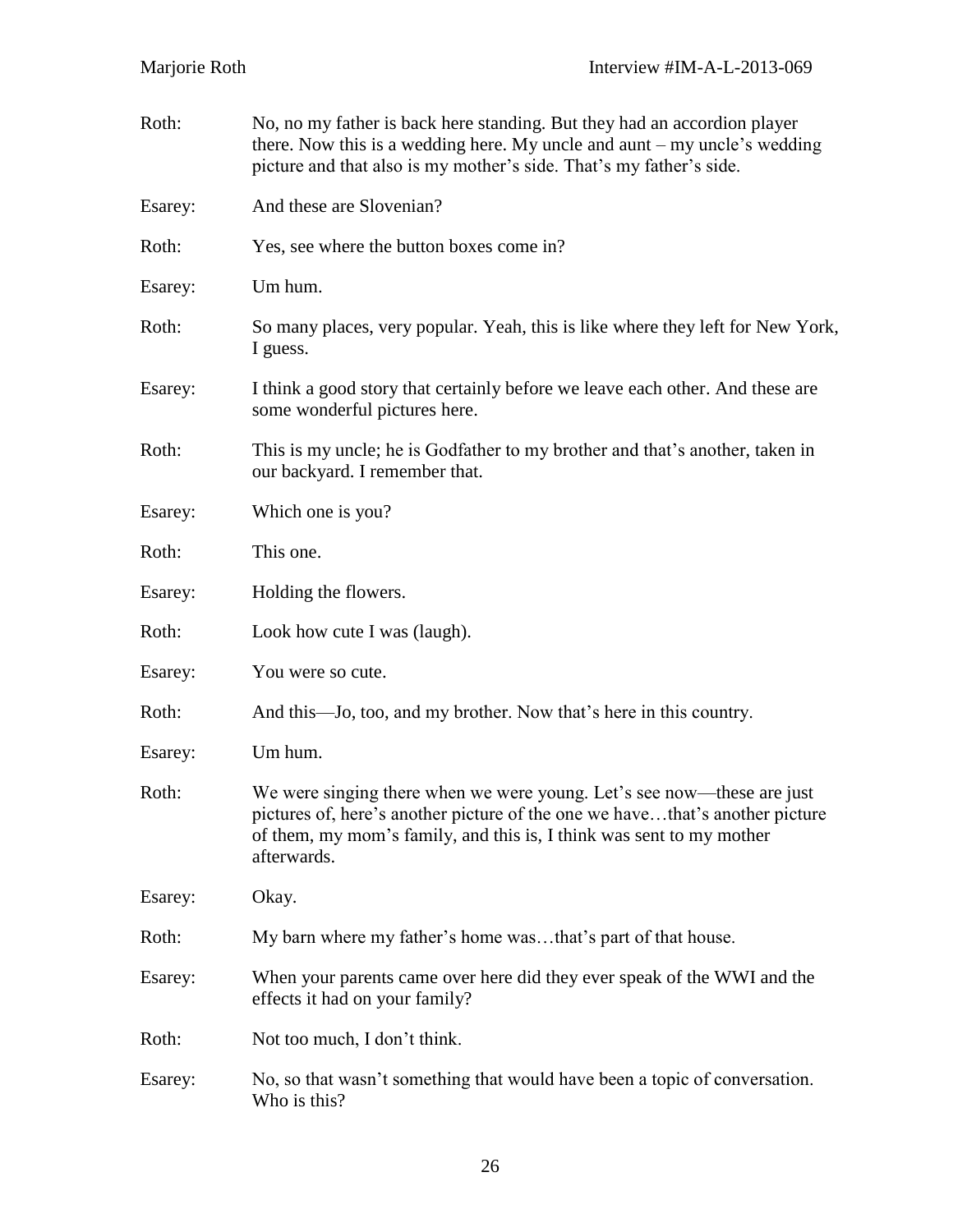Roth: No, no my father is back here standing. But they had an accordion player there. Now this is a wedding here. My uncle and aunt – my uncle's wedding picture and that also is my mother's side. That's my father's side.

Esarey: And these are Slovenian?

Roth: Yes, see where the button boxes come in?

Esarey: Um hum.

Roth: So many places, very popular. Yeah, this is like where they left for New York, I guess.

Esarey: I think a good story that certainly before we leave each other. And these are some wonderful pictures here.

Roth: This is my uncle; he is Godfather to my brother and that's another, taken in our backyard. I remember that.

Esarey: Which one is you?

Roth: This one.

Esarey: Holding the flowers.

Roth: Look how cute I was (laugh).

Esarey: You were so cute.

Roth: And this—Jo, too, and my brother. Now that's here in this country.

Esarey: Um hum.

Roth: We were singing there when we were young. Let's see now—these are just pictures of, here's another picture of the one we have…that's another picture of them, my mom's family, and this is, I think was sent to my mother afterwards.

Esarey: Okay.

Roth: My barn where my father's home was…that's part of that house.

Esarey: When your parents came over here did they ever speak of the WWI and the effects it had on your family?

Roth: Not too much, I don't think.

Esarey: No, so that wasn't something that would have been a topic of conversation. Who is this?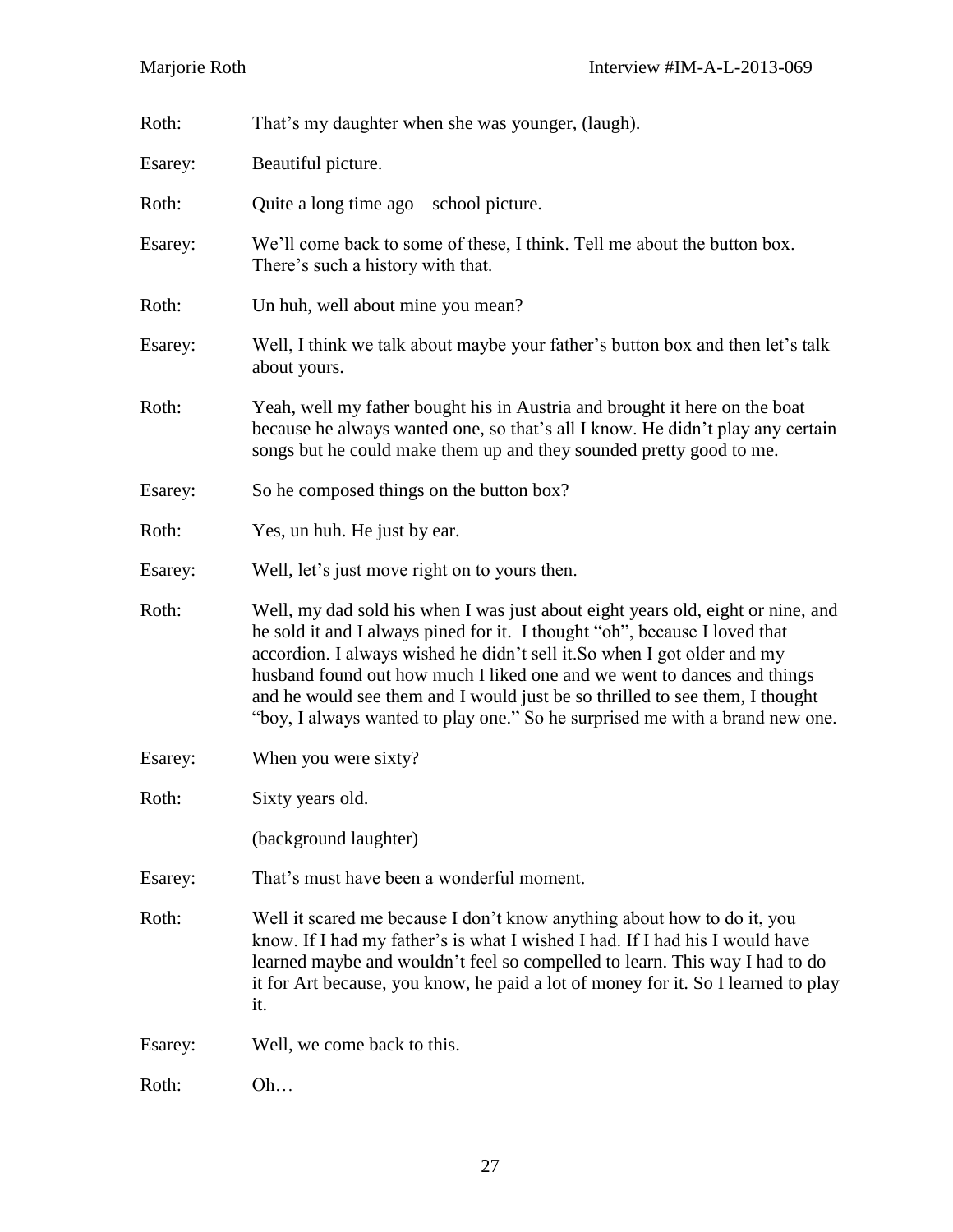Roth: That's my daughter when she was younger, (laugh).

Esarey: Beautiful picture.

Roth: Quite a long time ago—school picture.

Esarey: We'll come back to some of these, I think. Tell me about the button box. There's such a history with that.

Roth: Un huh, well about mine you mean?

Esarey: Well, I think we talk about maybe your father's button box and then let's talk about yours.

Roth: Yeah, well my father bought his in Austria and brought it here on the boat because he always wanted one, so that's all I know. He didn't play any certain songs but he could make them up and they sounded pretty good to me.

Esarey: So he composed things on the button box?

Roth: Yes, un huh. He just by ear.

Esarey: Well, let's just move right on to yours then.

Roth: Well, my dad sold his when I was just about eight years old, eight or nine, and he sold it and I always pined for it. I thought "oh", because I loved that accordion. I always wished he didn't sell it.So when I got older and my husband found out how much I liked one and we went to dances and things and he would see them and I would just be so thrilled to see them, I thought "boy, I always wanted to play one." So he surprised me with a brand new one.

Esarey: When you were sixty?

Roth: Sixty years old.

(background laughter)

Esarey: That's must have been a wonderful moment.

Roth: Well it scared me because I don't know anything about how to do it, you know. If I had my father's is what I wished I had. If I had his I would have learned maybe and wouldn't feel so compelled to learn. This way I had to do it for Art because, you know, he paid a lot of money for it. So I learned to play it.

Esarey: Well, we come back to this.

Roth: Oh…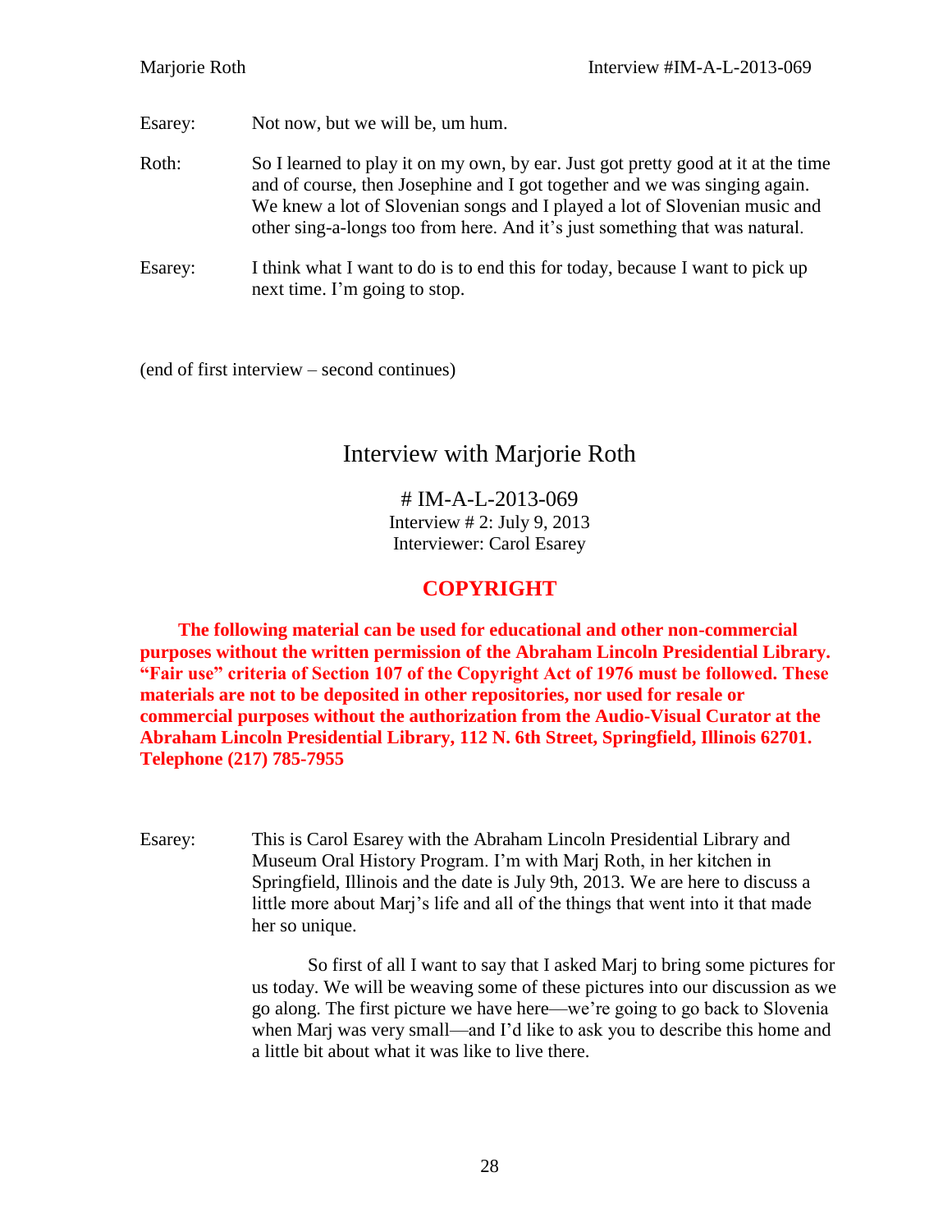Esarey: Not now, but we will be, um hum.

Roth: So I learned to play it on my own, by ear. Just got pretty good at it at the time and of course, then Josephine and I got together and we was singing again. We knew a lot of Slovenian songs and I played a lot of Slovenian music and other sing-a-longs too from here. And it's just something that was natural.

Esarey: I think what I want to do is to end this for today, because I want to pick up next time. I'm going to stop.

(end of first interview – second continues)

# Interview with Marjorie Roth

## # IM-A-L-2013-069

Interview # 2: July 9, 2013
Interviewer: Carol Esarey

## COPYRIGHT

**The following material can be used for educational and other non-commercial purposes without the written permission of the Abraham Lincoln Presidential Library. "Fair use" criteria of Section 107 of the Copyright Act of 1976 must be followed. These materials are not to be deposited in other repositories, nor used for resale or commercial purposes without the authorization from the Audio-Visual Curator at the Abraham Lincoln Presidential Library, 112 N. 6th Street, Springfield, Illinois 62701. Telephone (217) 785-7955**

Esarey: This is Carol Esarey with the Abraham Lincoln Presidential Library and Museum Oral History Program. I'm with Marj Roth, in her kitchen in Springfield, Illinois and the date is July 9th, 2013. We are here to discuss a little more about Marj's life and all of the things that went into it that made her so unique.

So first of all I want to say that I asked Marj to bring some pictures for us today. We will be weaving some of these pictures into our discussion as we go along. The first picture we have here—we're going to go back to Slovenia when Marj was very small—and I'd like to ask you to describe this home and a little bit about what it was like to live there.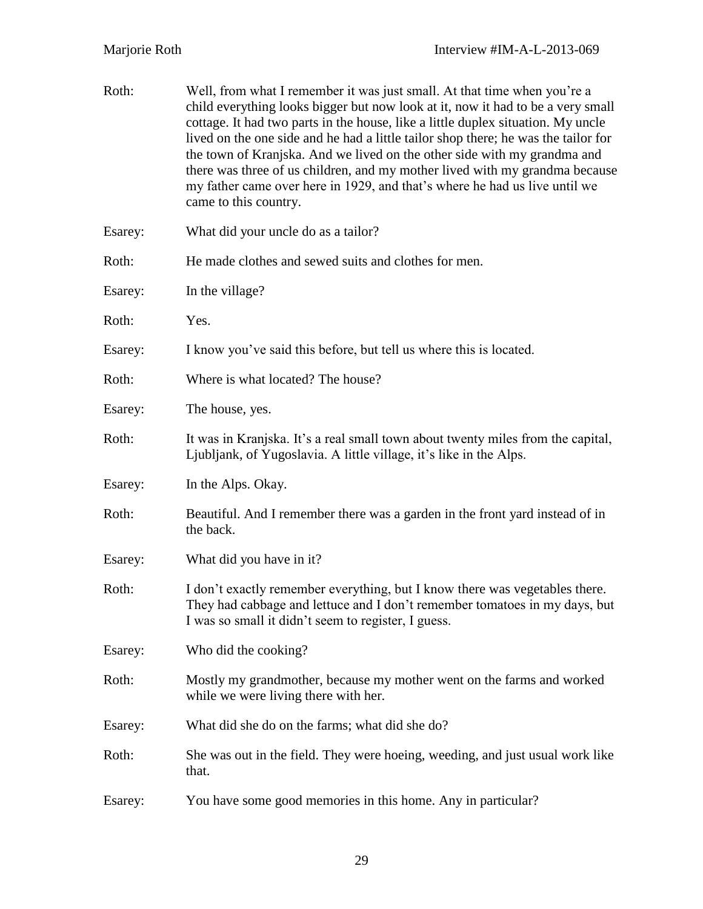Roth: Well, from what I remember it was just small. At that time when you're a child everything looks bigger but now look at it, now it had to be a very small cottage. It had two parts in the house, like a little duplex situation. My uncle lived on the one side and he had a little tailor shop there; he was the tailor for the town of Kranjska. And we lived on the other side with my grandma and there was three of us children, and my mother lived with my grandma because my father came over here in 1929, and that's where he had us live until we came to this country.

Esarey: What did your uncle do as a tailor?

Roth: He made clothes and sewed suits and clothes for men.

Esarey: In the village?

Roth: Yes.

Esarey: I know you've said this before, but tell us where this is located.

Roth: Where is what located? The house?

Esarey: The house, yes.

Roth: It was in Kranjska. It's a real small town about twenty miles from the capital, Ljubljank, of Yugoslavia. A little village, it's like in the Alps.

Esarey: In the Alps. Okay.

Roth: Beautiful. And I remember there was a garden in the front yard instead of in the back.

Esarey: What did you have in it?

Roth: I don't exactly remember everything, but I know there was vegetables there. They had cabbage and lettuce and I don't remember tomatoes in my days, but I was so small it didn't seem to register, I guess.

Esarey: Who did the cooking?

Roth: Mostly my grandmother, because my mother went on the farms and worked while we were living there with her.

Esarey: What did she do on the farms; what did she do?

Roth: She was out in the field. They were hoeing, weeding, and just usual work like that.

Esarey: You have some good memories in this home. Any in particular?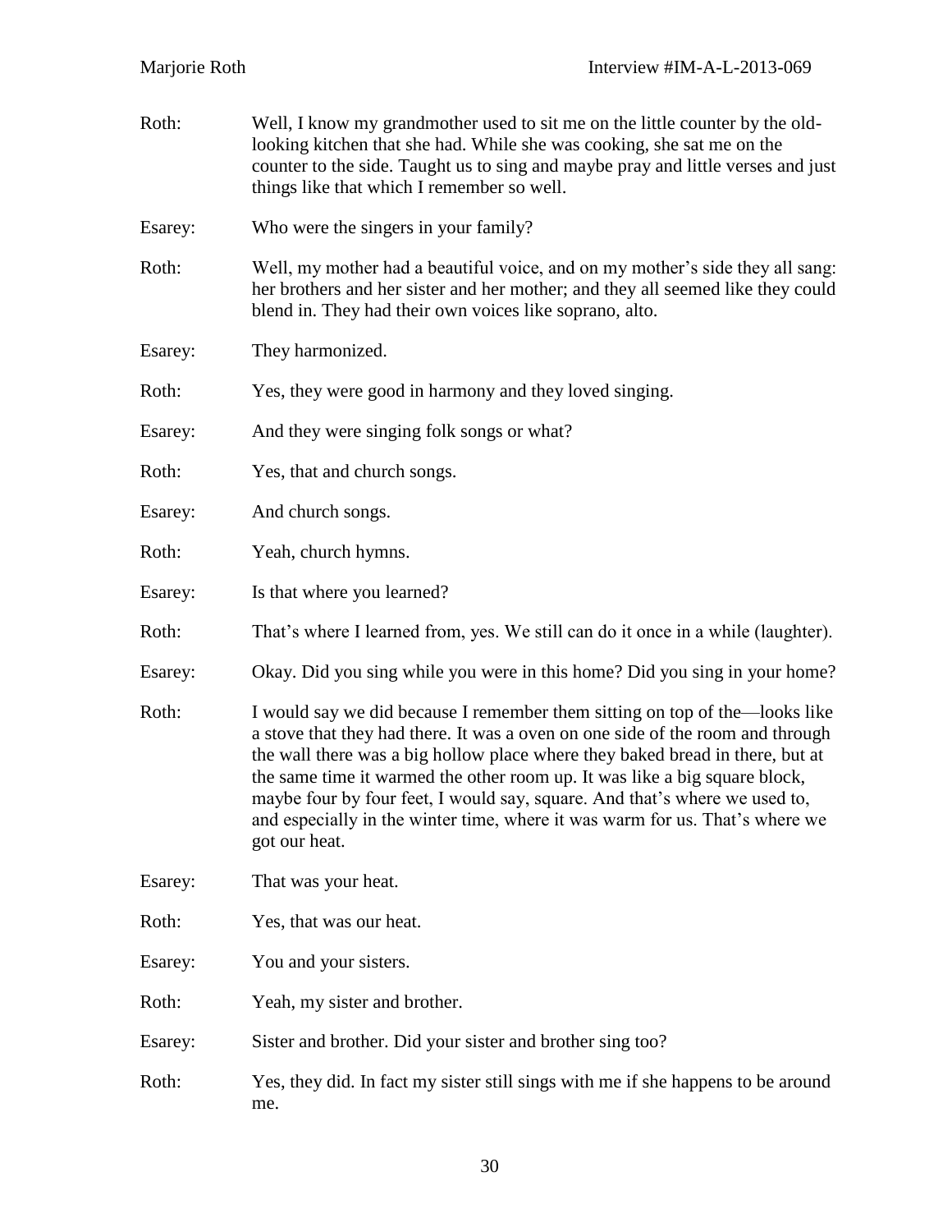Roth: Well, I know my grandmother used to sit me on the little counter by the old-looking kitchen that she had. While she was cooking, she sat me on the counter to the side. Taught us to sing and maybe pray and little verses and just things like that which I remember so well.

Esarey: Who were the singers in your family?

Roth: Well, my mother had a beautiful voice, and on my mother's side they all sang: her brothers and her sister and her mother; and they all seemed like they could blend in. They had their own voices like soprano, alto.

Esarey: They harmonized.

Roth: Yes, they were good in harmony and they loved singing.

Esarey: And they were singing folk songs or what?

Roth: Yes, that and church songs.

Esarey: And church songs.

Roth: Yeah, church hymns.

Esarey: Is that where you learned?

Roth: That's where I learned from, yes. We still can do it once in a while (laughter).

Esarey: Okay. Did you sing while you were in this home? Did you sing in your home?

Roth: I would say we did because I remember them sitting on top of the—looks like a stove that they had there. It was a oven on one side of the room and through the wall there was a big hollow place where they baked bread in there, but at the same time it warmed the other room up. It was like a big square block, maybe four by four feet, I would say, square. And that's where we used to, and especially in the winter time, where it was warm for us. That's where we got our heat.

Esarey: That was your heat.

Roth: Yes, that was our heat.

Esarey: You and your sisters.

Roth: Yeah, my sister and brother.

Esarey: Sister and brother. Did your sister and brother sing too?

Roth: Yes, they did. In fact my sister still sings with me if she happens to be around me.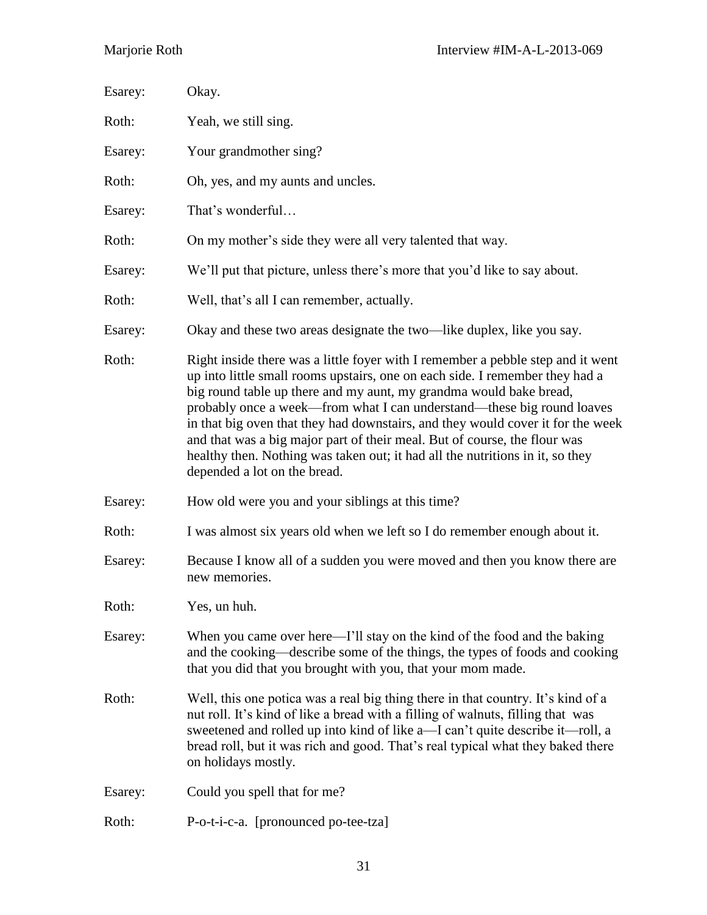Esarey: Okay.

Roth: Yeah, we still sing.

Esarey: Your grandmother sing?

Roth: Oh, yes, and my aunts and uncles.

Esarey: That's wonderful…

Roth: On my mother's side they were all very talented that way.

Esarey: We'll put that picture, unless there's more that you'd like to say about.

Roth: Well, that's all I can remember, actually.

Esarey: Okay and these two areas designate the two—like duplex, like you say.

Roth: Right inside there was a little foyer with I remember a pebble step and it went up into little small rooms upstairs, one on each side. I remember they had a big round table up there and my aunt, my grandma would bake bread, probably once a week—from what I can understand—these big round loaves in that big oven that they had downstairs, and they would cover it for the week and that was a big major part of their meal. But of course, the flour was healthy then. Nothing was taken out; it had all the nutritions in it, so they depended a lot on the bread.

Esarey: How old were you and your siblings at this time?

Roth: I was almost six years old when we left so I do remember enough about it.

Esarey: Because I know all of a sudden you were moved and then you know there are new memories.

Roth: Yes, un huh.

Esarey: When you came over here—I'll stay on the kind of the food and the baking and the cooking—describe some of the things, the types of foods and cooking that you did that you brought with you, that your mom made.

Roth: Well, this one potica was a real big thing there in that country. It's kind of a nut roll. It's kind of like a bread with a filling of walnuts, filling that was sweetened and rolled up into kind of like a—I can't quite describe it—roll, a bread roll, but it was rich and good. That's real typical what they baked there on holidays mostly.

Esarey: Could you spell that for me?

Roth: P-o-t-i-c-a. [pronounced po-tee-tza]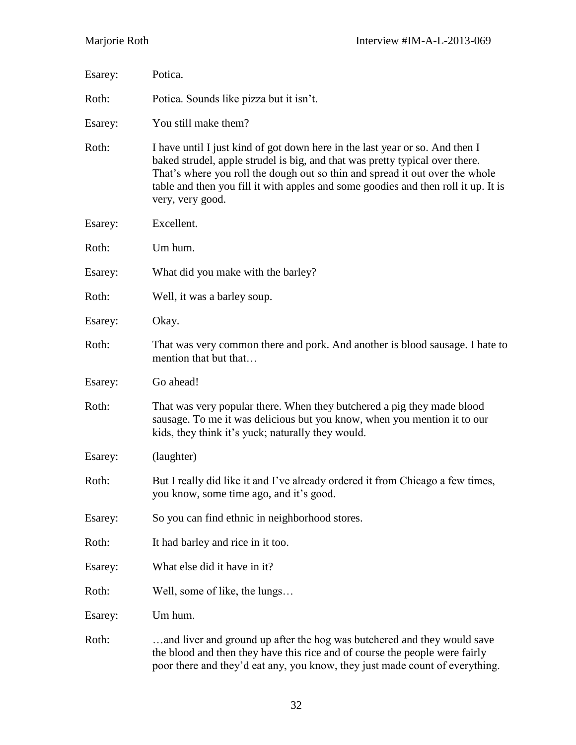Esarey: Potica.

Roth: Potica. Sounds like pizza but it isn't.

Esarey: You still make them?

Roth: I have until I just kind of got down here in the last year or so. And then I baked strudel, apple strudel is big, and that was pretty typical over there. That's where you roll the dough out so thin and spread it out over the whole table and then you fill it with apples and some goodies and then roll it up. It is very, very good.

Esarey: Excellent.

Roth: Um hum.

Esarey: What did you make with the barley?

Roth: Well, it was a barley soup.

Esarey: Okay.

Roth: That was very common there and pork. And another is blood sausage. I hate to mention that but that…

Esarey: Go ahead!

Roth: That was very popular there. When they butchered a pig they made blood sausage. To me it was delicious but you know, when you mention it to our kids, they think it's yuck; naturally they would.

Esarey: (laughter)

Roth: But I really did like it and I've already ordered it from Chicago a few times, you know, some time ago, and it's good.

Esarey: So you can find ethnic in neighborhood stores.

Roth: It had barley and rice in it too.

Esarey: What else did it have in it?

Roth: Well, some of like, the lungs…

Esarey: Um hum.

Roth: …and liver and ground up after the hog was butchered and they would save the blood and then they have this rice and of course the people were fairly poor there and they'd eat any, you know, they just made count of everything.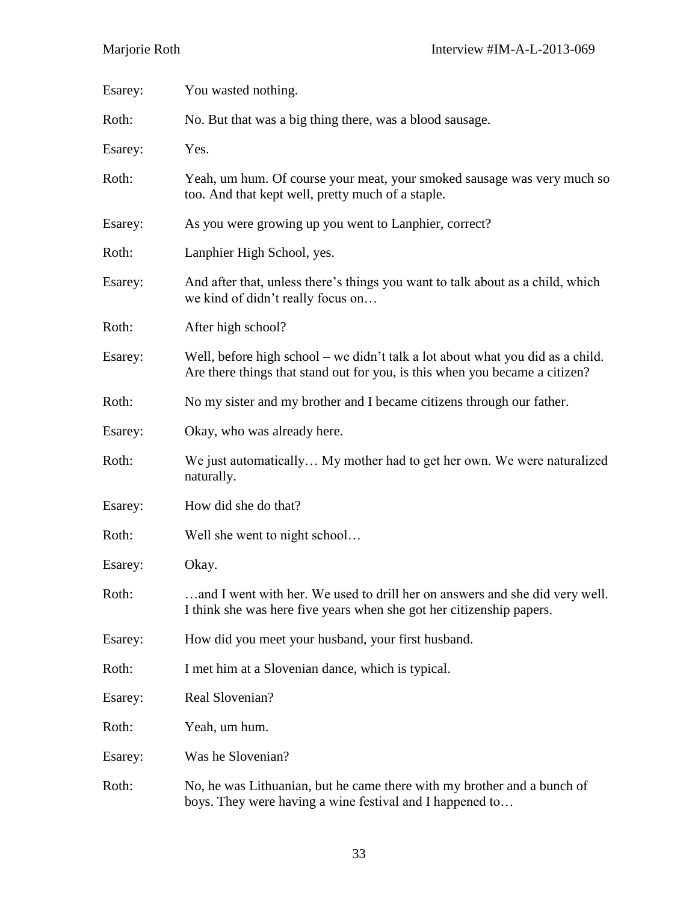Esarey: You wasted nothing.

Roth: No. But that was a big thing there, was a blood sausage.

Esarey: Yes.

Roth: Yeah, um hum. Of course your meat, your smoked sausage was very much so too. And that kept well, pretty much of a staple.

Esarey: As you were growing up you went to Lanphier, correct?

Roth: Lanphier High School, yes.

Esarey: And after that, unless there's things you want to talk about as a child, which we kind of didn't really focus on…

Roth: After high school?

Esarey: Well, before high school – we didn't talk a lot about what you did as a child. Are there things that stand out for you, is this when you became a citizen?

Roth: No my sister and my brother and I became citizens through our father.

Esarey: Okay, who was already here.

Roth: We just automatically… My mother had to get her own. We were naturalized naturally.

Esarey: How did she do that?

Roth: Well she went to night school…

Esarey: Okay.

Roth: …and I went with her. We used to drill her on answers and she did very well. I think she was here five years when she got her citizenship papers.

Esarey: How did you meet your husband, your first husband.

Roth: I met him at a Slovenian dance, which is typical.

Esarey: Real Slovenian?

Roth: Yeah, um hum.

Esarey: Was he Slovenian?

Roth: No, he was Lithuanian, but he came there with my brother and a bunch of boys. They were having a wine festival and I happened to…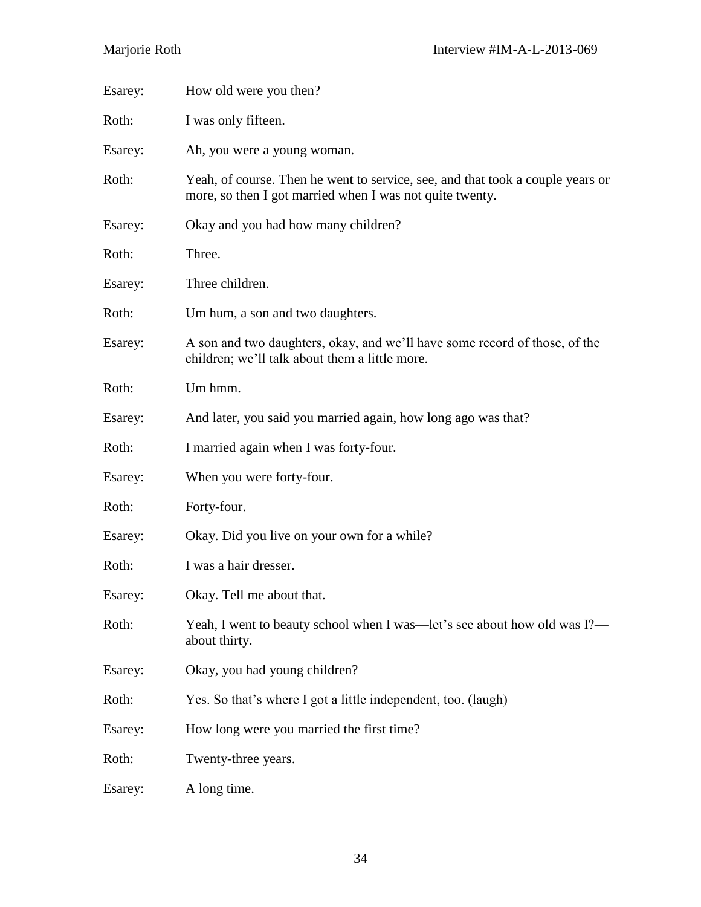Esarey: How old were you then?

Roth: I was only fifteen.

Esarey: Ah, you were a young woman.

Roth: Yeah, of course. Then he went to service, see, and that took a couple years or more, so then I got married when I was not quite twenty.

Esarey: Okay and you had how many children?

Roth: Three.

Esarey: Three children.

Roth: Um hum, a son and two daughters.

Esarey: A son and two daughters, okay, and we'll have some record of those, of the children; we'll talk about them a little more.

Roth: Um hmm.

Esarey: And later, you said you married again, how long ago was that?

Roth: I married again when I was forty-four.

Esarey: When you were forty-four.

Roth: Forty-four.

Esarey: Okay. Did you live on your own for a while?

Roth: I was a hair dresser.

Esarey: Okay. Tell me about that.

Roth: Yeah, I went to beauty school when I was—let's see about how old was I?—about thirty.

Esarey: Okay, you had young children?

Roth: Yes. So that's where I got a little independent, too. (laugh)

Esarey: How long were you married the first time?

Roth: Twenty-three years.

Esarey: A long time.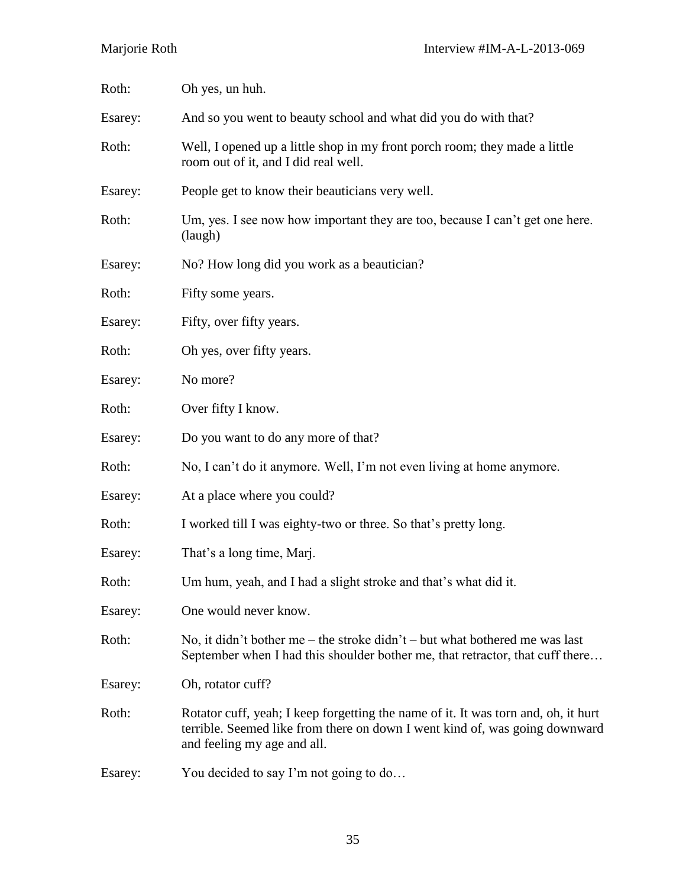Roth: Oh yes, un huh.

Esarey: And so you went to beauty school and what did you do with that?

Roth: Well, I opened up a little shop in my front porch room; they made a little room out of it, and I did real well.

Esarey: People get to know their beauticians very well.

Roth: Um, yes. I see now how important they are too, because I can't get one here. (laugh)

Esarey: No? How long did you work as a beautician?

Roth: Fifty some years.

Esarey: Fifty, over fifty years.

Roth: Oh yes, over fifty years.

Esarey: No more?

Roth: Over fifty I know.

Esarey: Do you want to do any more of that?

Roth: No, I can't do it anymore. Well, I'm not even living at home anymore.

Esarey: At a place where you could?

Roth: I worked till I was eighty-two or three. So that's pretty long.

Esarey: That's a long time, Marj.

Roth: Um hum, yeah, and I had a slight stroke and that's what did it.

Esarey: One would never know.

Roth: No, it didn't bother me – the stroke didn't – but what bothered me was last September when I had this shoulder bother me, that retractor, that cuff there…

Esarey: Oh, rotator cuff?

Roth: Rotator cuff, yeah; I keep forgetting the name of it. It was torn and, oh, it hurt terrible. Seemed like from there on down I went kind of, was going downward and feeling my age and all.

Esarey: You decided to say I'm not going to do…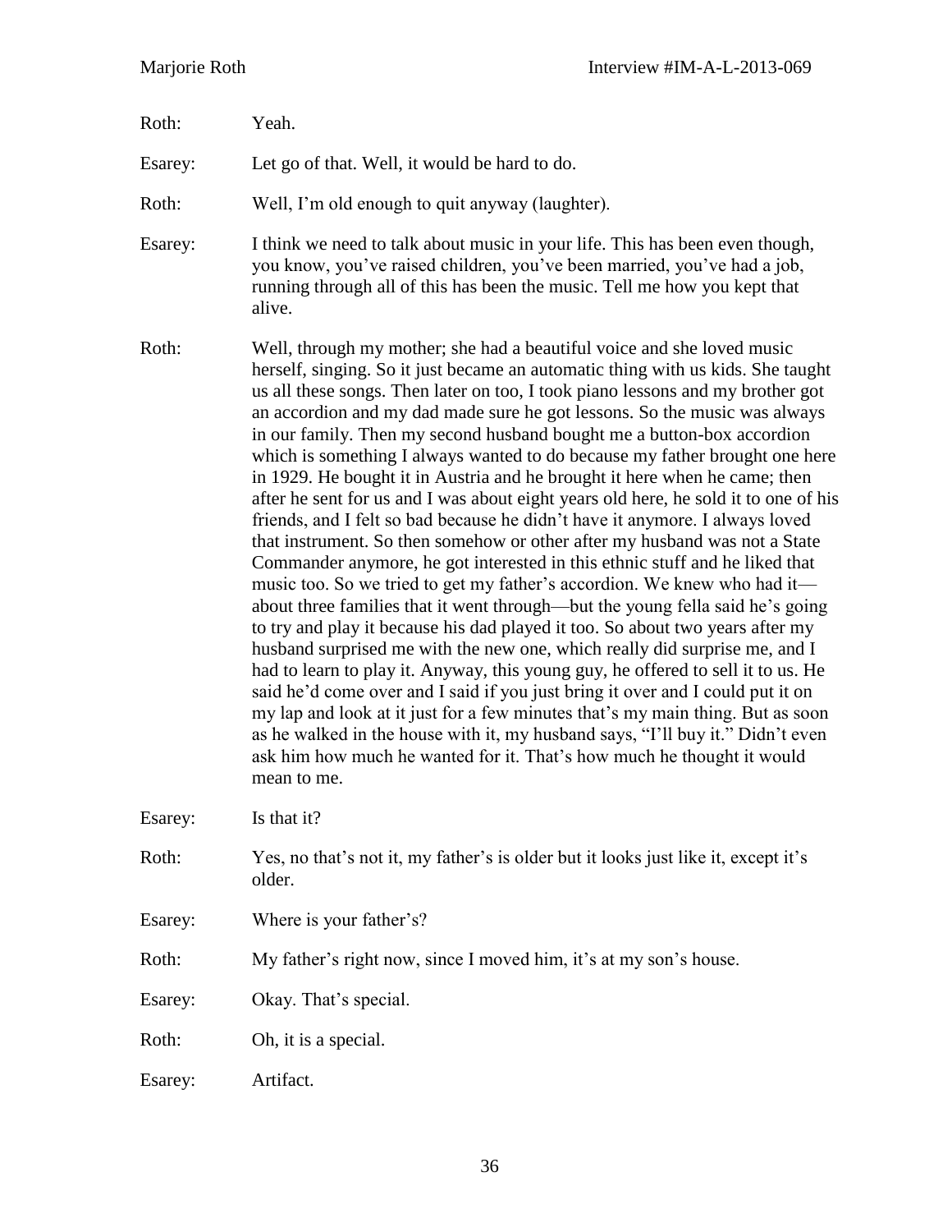Roth: Yeah.

Esarey: Let go of that. Well, it would be hard to do.

Roth: Well, I'm old enough to quit anyway (laughter).

Esarey: I think we need to talk about music in your life. This has been even though, you know, you've raised children, you've been married, you've had a job, running through all of this has been the music. Tell me how you kept that alive.

Roth: Well, through my mother; she had a beautiful voice and she loved music herself, singing. So it just became an automatic thing with us kids. She taught us all these songs. Then later on too, I took piano lessons and my brother got an accordion and my dad made sure he got lessons. So the music was always in our family. Then my second husband bought me a button-box accordion which is something I always wanted to do because my father brought one here in 1929. He bought it in Austria and he brought it here when he came; then after he sent for us and I was about eight years old here, he sold it to one of his friends, and I felt so bad because he didn't have it anymore. I always loved that instrument. So then somehow or other after my husband was not a State Commander anymore, he got interested in this ethnic stuff and he liked that music too. So we tried to get my father's accordion. We knew who had it—about three families that it went through—but the young fella said he's going to try and play it because his dad played it too. So about two years after my husband surprised me with the new one, which really did surprise me, and I had to learn to play it. Anyway, this young guy, he offered to sell it to us. He said he'd come over and I said if you just bring it over and I could put it on my lap and look at it just for a few minutes that's my main thing. But as soon as he walked in the house with it, my husband says, "I'll buy it." Didn't even ask him how much he wanted for it. That's how much he thought it would mean to me.

Esarey: Is that it?

Roth: Yes, no that's not it, my father's is older but it looks just like it, except it's older.

Esarey: Where is your father's?

Roth: My father's right now, since I moved him, it's at my son's house.

Esarey: Okay. That's special.

Roth: Oh, it is a special.

Esarey: Artifact.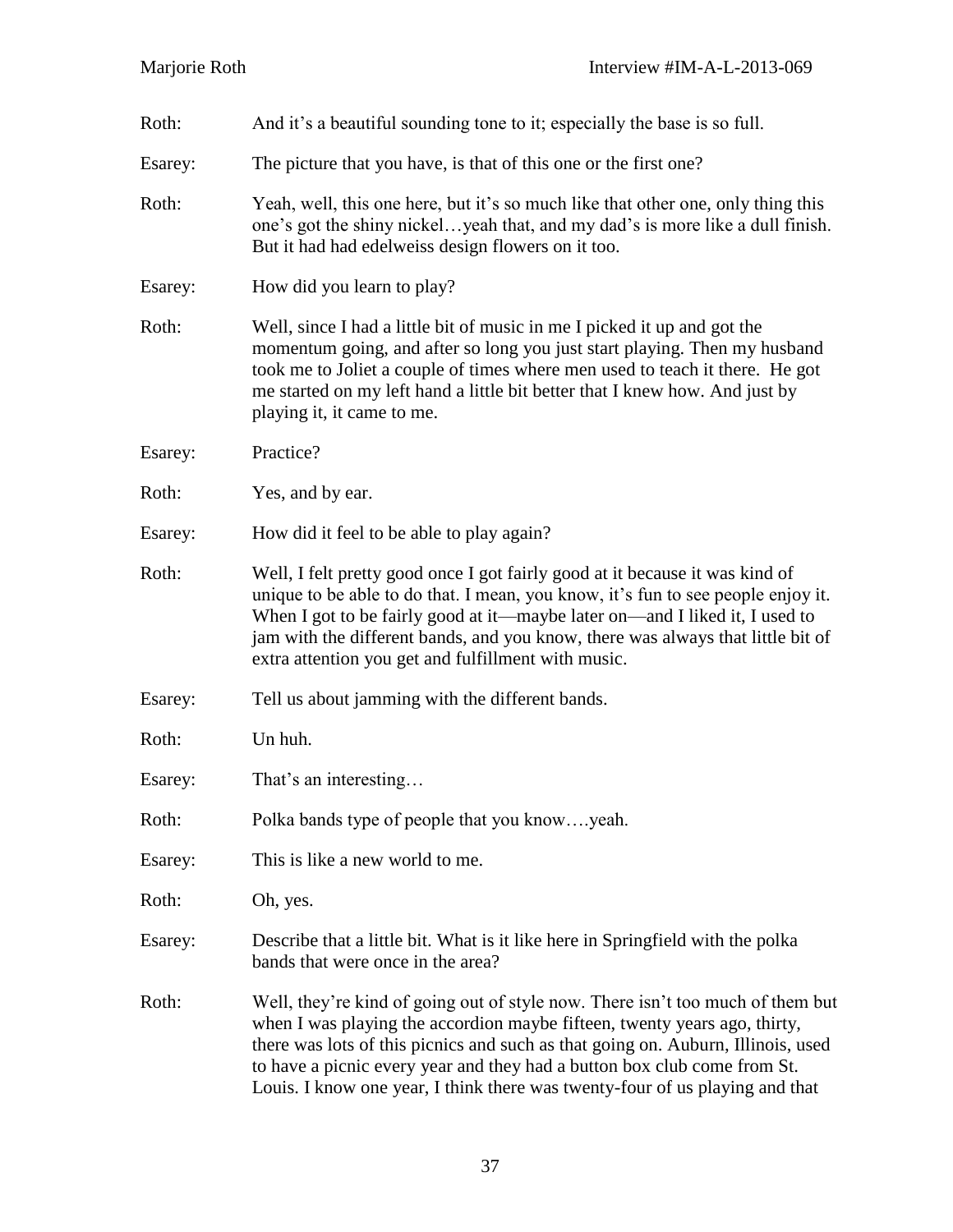Roth: And it's a beautiful sounding tone to it; especially the base is so full.

Esarey: The picture that you have, is that of this one or the first one?

Roth: Yeah, well, this one here, but it's so much like that other one, only thing this one's got the shiny nickel…yeah that, and my dad's is more like a dull finish. But it had had edelweiss design flowers on it too.

Esarey: How did you learn to play?

Roth: Well, since I had a little bit of music in me I picked it up and got the momentum going, and after so long you just start playing. Then my husband took me to Joliet a couple of times where men used to teach it there. He got me started on my left hand a little bit better that I knew how. And just by playing it, it came to me.

Esarey: Practice?

Roth: Yes, and by ear.

Esarey: How did it feel to be able to play again?

Roth: Well, I felt pretty good once I got fairly good at it because it was kind of unique to be able to do that. I mean, you know, it's fun to see people enjoy it. When I got to be fairly good at it—maybe later on—and I liked it, I used to jam with the different bands, and you know, there was always that little bit of extra attention you get and fulfillment with music.

Esarey: Tell us about jamming with the different bands.

Roth: Un huh.

Esarey: That's an interesting…

Roth: Polka bands type of people that you know….yeah.

Esarey: This is like a new world to me.

Roth: Oh, yes.

Esarey: Describe that a little bit. What is it like here in Springfield with the polka bands that were once in the area?

Roth: Well, they're kind of going out of style now. There isn't too much of them but when I was playing the accordion maybe fifteen, twenty years ago, thirty, there was lots of this picnics and such as that going on. Auburn, Illinois, used to have a picnic every year and they had a button box club come from St. Louis. I know one year, I think there was twenty-four of us playing and that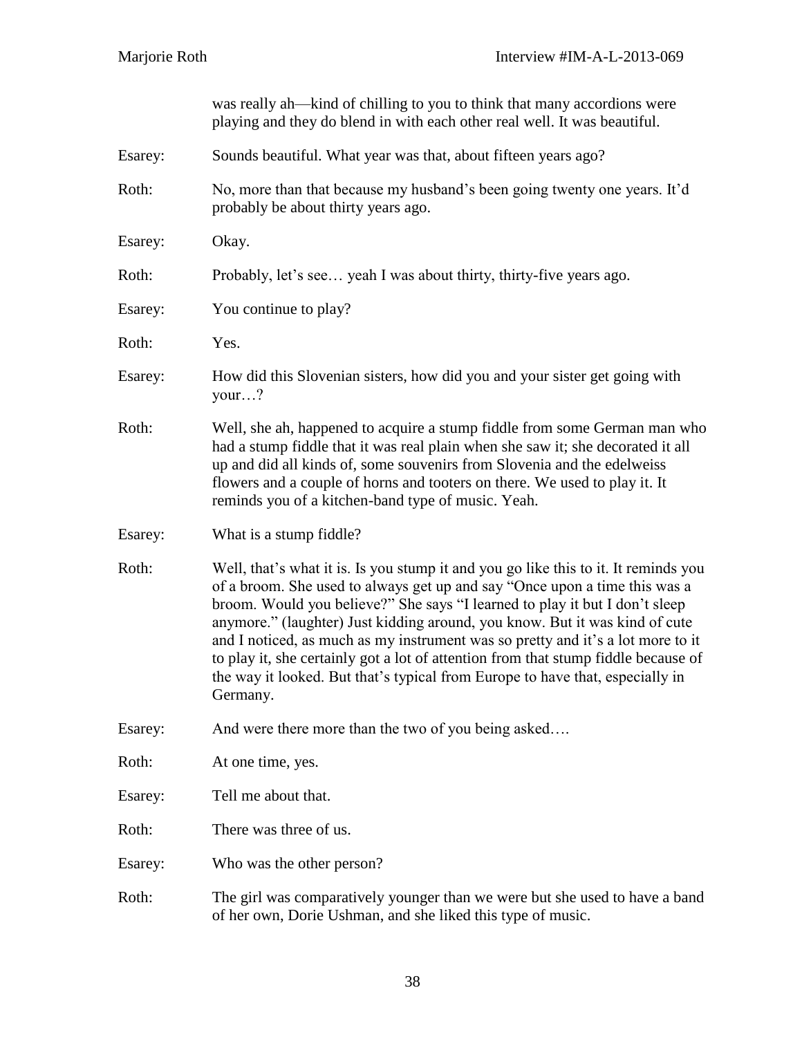was really ah—kind of chilling to you to think that many accordions were playing and they do blend in with each other real well. It was beautiful.

Esarey: Sounds beautiful. What year was that, about fifteen years ago?

Roth: No, more than that because my husband's been going twenty one years. It'd probably be about thirty years ago.

Esarey: Okay.

Roth: Probably, let's see… yeah I was about thirty, thirty-five years ago.

Esarey: You continue to play?

Roth: Yes.

Esarey: How did this Slovenian sisters, how did you and your sister get going with your…?

Roth: Well, she ah, happened to acquire a stump fiddle from some German man who had a stump fiddle that it was real plain when she saw it; she decorated it all up and did all kinds of, some souvenirs from Slovenia and the edelweiss flowers and a couple of horns and tooters on there. We used to play it. It reminds you of a kitchen-band type of music. Yeah.

Esarey: What is a stump fiddle?

Roth: Well, that's what it is. Is you stump it and you go like this to it. It reminds you of a broom. She used to always get up and say "Once upon a time this was a broom. Would you believe?" She says "I learned to play it but I don't sleep anymore." (laughter) Just kidding around, you know. But it was kind of cute and I noticed, as much as my instrument was so pretty and it's a lot more to it to play it, she certainly got a lot of attention from that stump fiddle because of the way it looked. But that's typical from Europe to have that, especially in Germany.

Esarey: And were there more than the two of you being asked….

Roth: At one time, yes.

Esarey: Tell me about that.

Roth: There was three of us.

Esarey: Who was the other person?

Roth: The girl was comparatively younger than we were but she used to have a band of her own, Dorie Ushman, and she liked this type of music.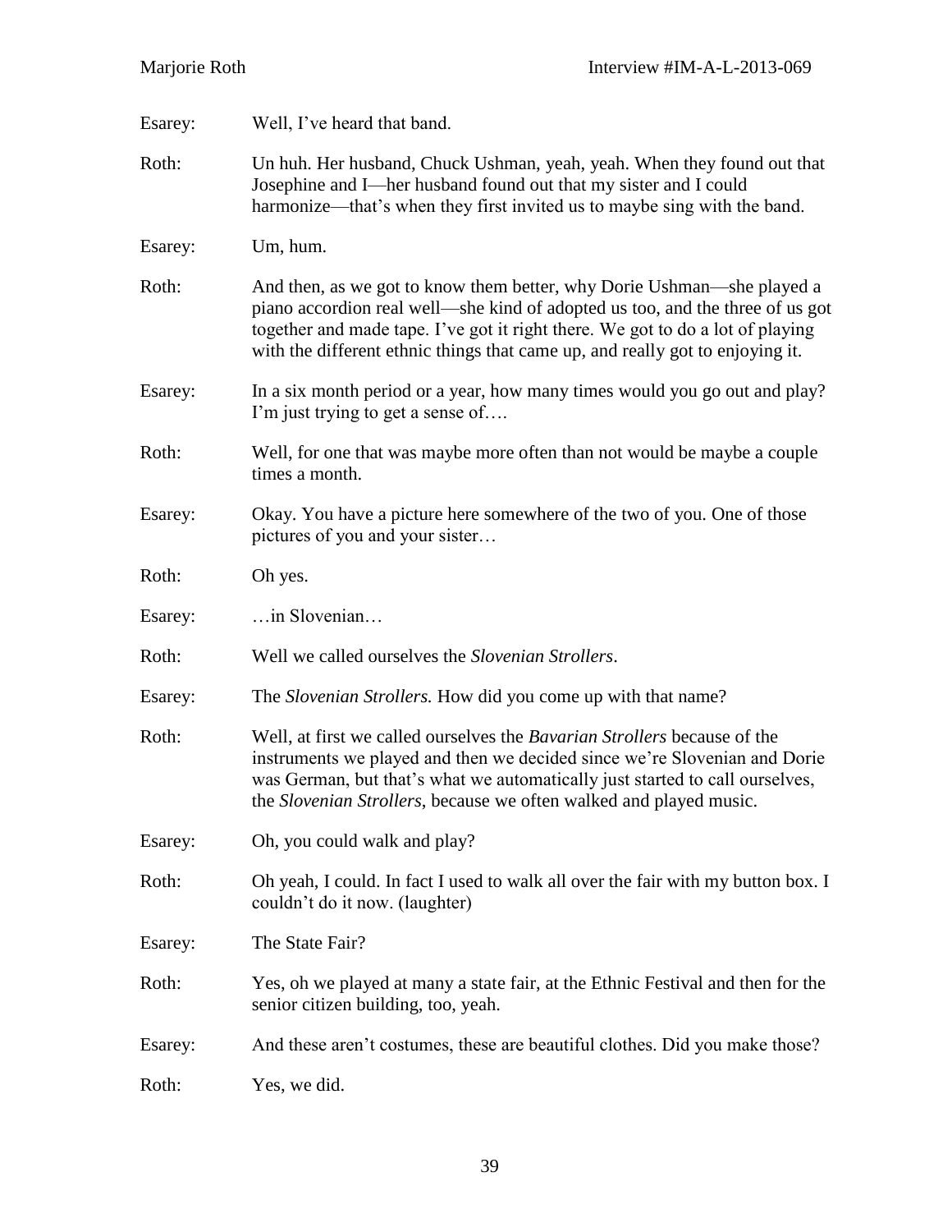Esarey: Well, I've heard that band.

Roth: Un huh. Her husband, Chuck Ushman, yeah, yeah. When they found out that Josephine and I—her husband found out that my sister and I could harmonize—that's when they first invited us to maybe sing with the band.

Esarey: Um, hum.

Roth: And then, as we got to know them better, why Dorie Ushman—she played a piano accordion real well—she kind of adopted us too, and the three of us got together and made tape. I've got it right there. We got to do a lot of playing with the different ethnic things that came up, and really got to enjoying it.

Esarey: In a six month period or a year, how many times would you go out and play? I'm just trying to get a sense of….

Roth: Well, for one that was maybe more often than not would be maybe a couple times a month.

Esarey: Okay. You have a picture here somewhere of the two of you. One of those pictures of you and your sister…

Roth: Oh yes.

Esarey: …in Slovenian…

Roth: Well we called ourselves the *Slovenian Strollers*.

Esarey: The *Slovenian Strollers.* How did you come up with that name?

Roth: Well, at first we called ourselves the *Bavarian Strollers* because of the instruments we played and then we decided since we're Slovenian and Dorie was German, but that's what we automatically just started to call ourselves, the *Slovenian Strollers*, because we often walked and played music.

Esarey: Oh, you could walk and play?

Roth: Oh yeah, I could. In fact I used to walk all over the fair with my button box. I couldn't do it now. (laughter)

Esarey: The State Fair?

Roth: Yes, oh we played at many a state fair, at the Ethnic Festival and then for the senior citizen building, too, yeah.

Esarey: And these aren't costumes, these are beautiful clothes. Did you make those?

Roth: Yes, we did.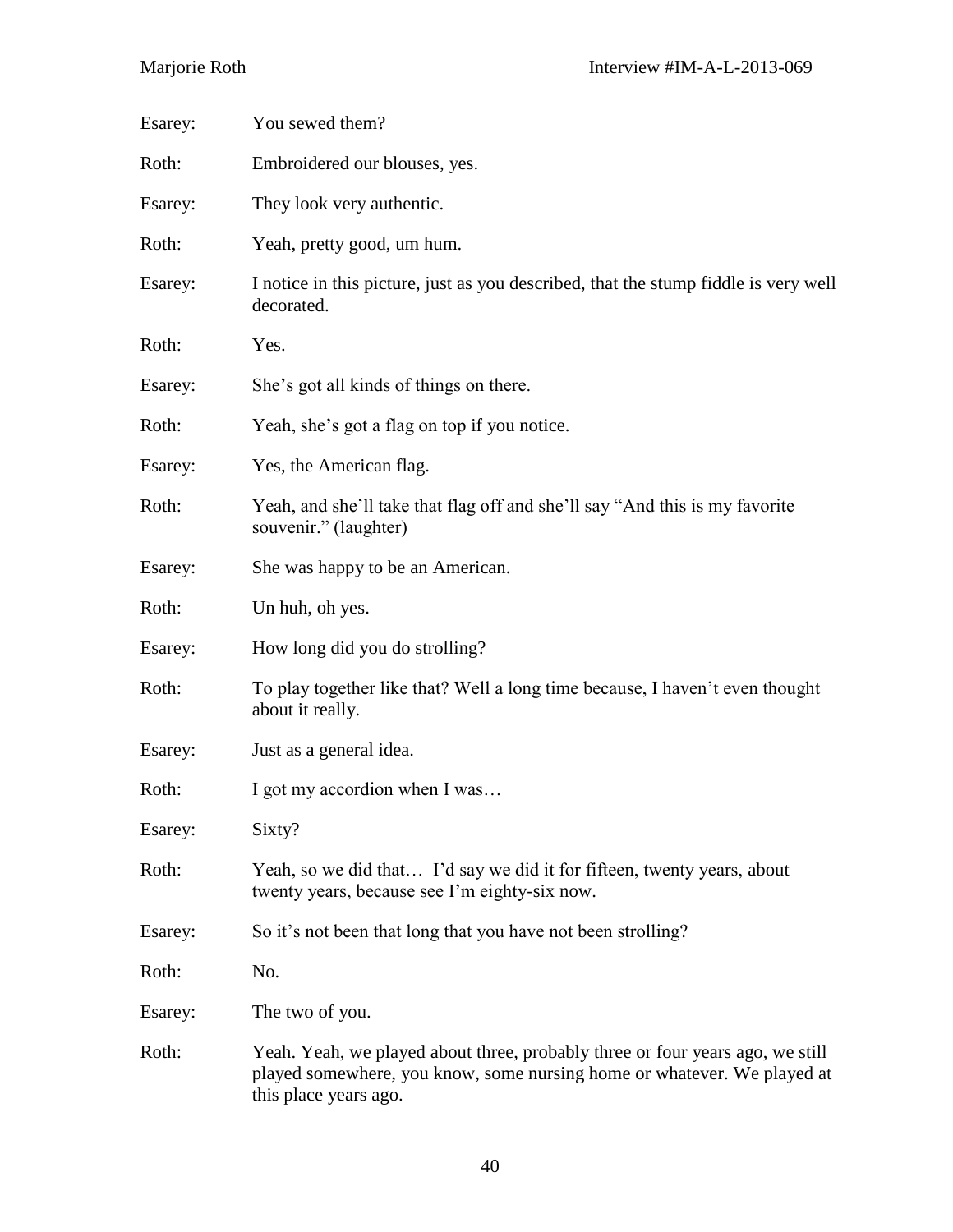Esarey: You sewed them?

Roth: Embroidered our blouses, yes.

Esarey: They look very authentic.

Roth: Yeah, pretty good, um hum.

Esarey: I notice in this picture, just as you described, that the stump fiddle is very well decorated.

Roth: Yes.

Esarey: She's got all kinds of things on there.

Roth: Yeah, she's got a flag on top if you notice.

Esarey: Yes, the American flag.

Roth: Yeah, and she'll take that flag off and she'll say "And this is my favorite souvenir." (laughter)

Esarey: She was happy to be an American.

Roth: Un huh, oh yes.

Esarey: How long did you do strolling?

Roth: To play together like that? Well a long time because, I haven't even thought about it really.

Esarey: Just as a general idea.

Roth: I got my accordion when I was…

Esarey: Sixty?

Roth: Yeah, so we did that… I'd say we did it for fifteen, twenty years, about twenty years, because see I'm eighty-six now.

Esarey: So it's not been that long that you have not been strolling?

Roth: No.

Esarey: The two of you.

Roth: Yeah. Yeah, we played about three, probably three or four years ago, we still played somewhere, you know, some nursing home or whatever. We played at this place years ago.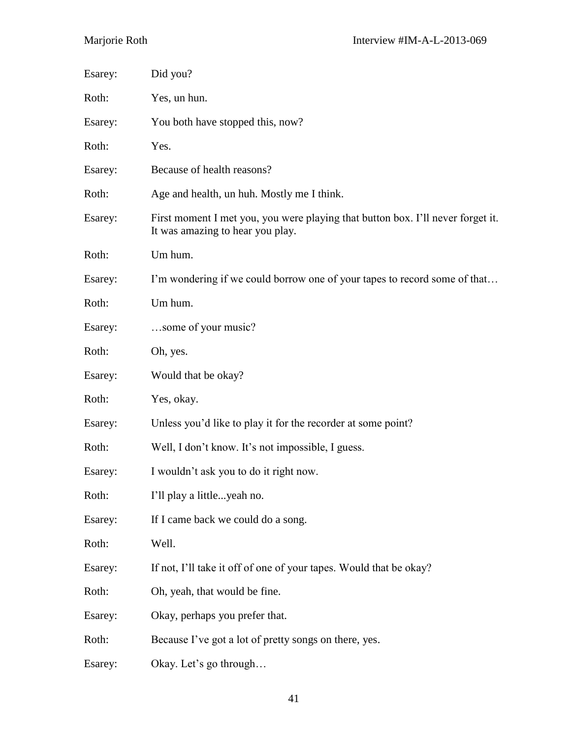Esarey: Did you?

Roth: Yes, un hun.

Esarey: You both have stopped this, now?

Roth: Yes.

Esarey: Because of health reasons?

Roth: Age and health, un huh. Mostly me I think.

Esarey: First moment I met you, you were playing that button box. I'll never forget it. It was amazing to hear you play.

Roth: Um hum.

Esarey: I'm wondering if we could borrow one of your tapes to record some of that…

Roth: Um hum.

Esarey: …some of your music?

Roth: Oh, yes.

Esarey: Would that be okay?

Roth: Yes, okay.

Esarey: Unless you'd like to play it for the recorder at some point?

Roth: Well, I don't know. It's not impossible, I guess.

Esarey: I wouldn't ask you to do it right now.

Roth: I'll play a little...yeah no.

Esarey: If I came back we could do a song.

Roth: Well.

Esarey: If not, I'll take it off of one of your tapes. Would that be okay?

Roth: Oh, yeah, that would be fine.

Esarey: Okay, perhaps you prefer that.

Roth: Because I've got a lot of pretty songs on there, yes.

Esarey: Okay. Let's go through…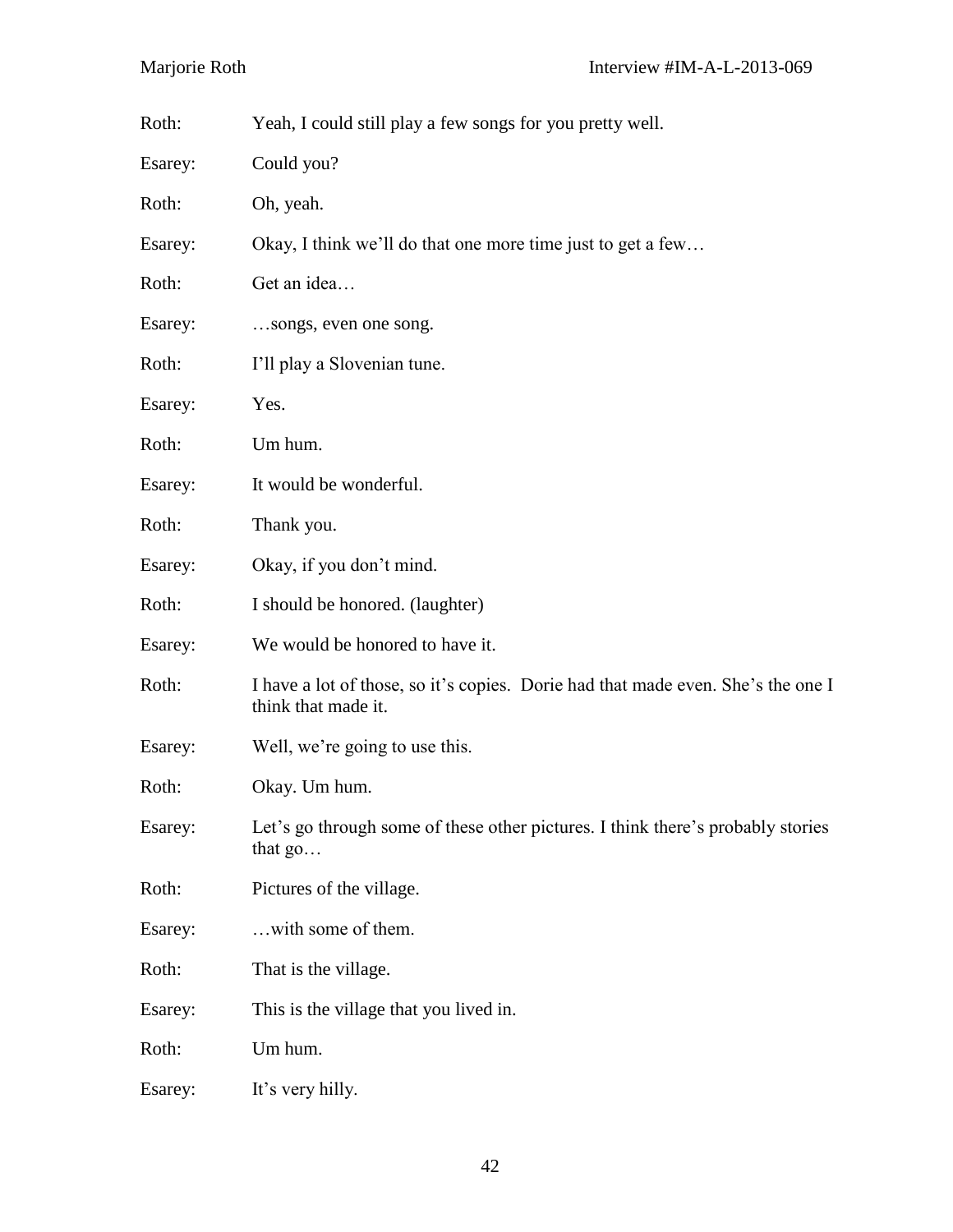Roth: Yeah, I could still play a few songs for you pretty well.

Esarey: Could you?

Roth: Oh, yeah.

Esarey: Okay, I think we'll do that one more time just to get a few…

Roth: Get an idea…

Esarey: …songs, even one song.

Roth: I'll play a Slovenian tune.

Esarey: Yes.

Roth: Um hum.

Esarey: It would be wonderful.

Roth: Thank you.

Esarey: Okay, if you don't mind.

Roth: I should be honored. (laughter)

Esarey: We would be honored to have it.

Roth: I have a lot of those, so it's copies. Dorie had that made even. She's the one I think that made it.

Esarey: Well, we're going to use this.

Roth: Okay. Um hum.

Esarey: Let's go through some of these other pictures. I think there's probably stories that go…

Roth: Pictures of the village.

Esarey: …with some of them.

Roth: That is the village.

Esarey: This is the village that you lived in.

Roth: Um hum.

Esarey: It's very hilly.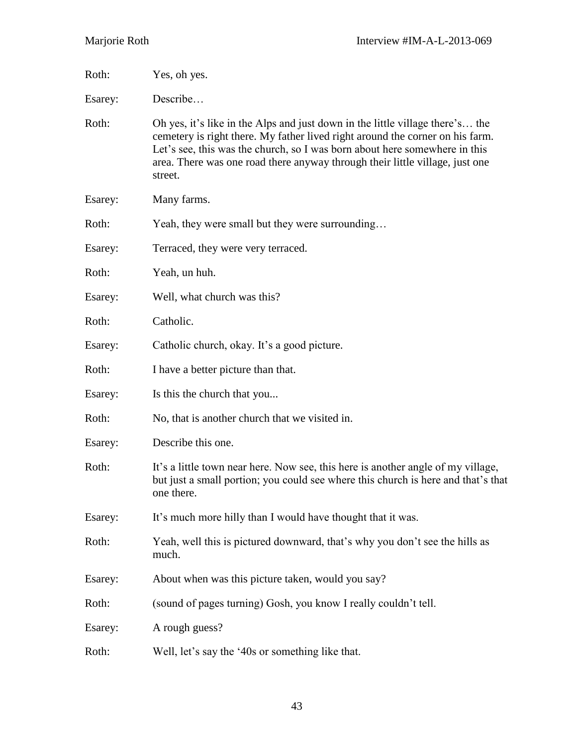Roth: Yes, oh yes.

Esarey: Describe…

Roth: Oh yes, it's like in the Alps and just down in the little village there's… the cemetery is right there. My father lived right around the corner on his farm. Let's see, this was the church, so I was born about here somewhere in this area. There was one road there anyway through their little village, just one street.

Esarey: Many farms.

Roth: Yeah, they were small but they were surrounding…

Esarey: Terraced, they were very terraced.

Roth: Yeah, un huh.

Esarey: Well, what church was this?

Roth: Catholic.

Esarey: Catholic church, okay. It's a good picture.

Roth: I have a better picture than that.

Esarey: Is this the church that you...

Roth: No, that is another church that we visited in.

Esarey: Describe this one.

Roth: It's a little town near here. Now see, this here is another angle of my village, but just a small portion; you could see where this church is here and that's that one there.

Esarey: It's much more hilly than I would have thought that it was.

Roth: Yeah, well this is pictured downward, that's why you don't see the hills as much.

Esarey: About when was this picture taken, would you say?

Roth: (sound of pages turning) Gosh, you know I really couldn't tell.

Esarey: A rough guess?

Roth: Well, let's say the '40s or something like that.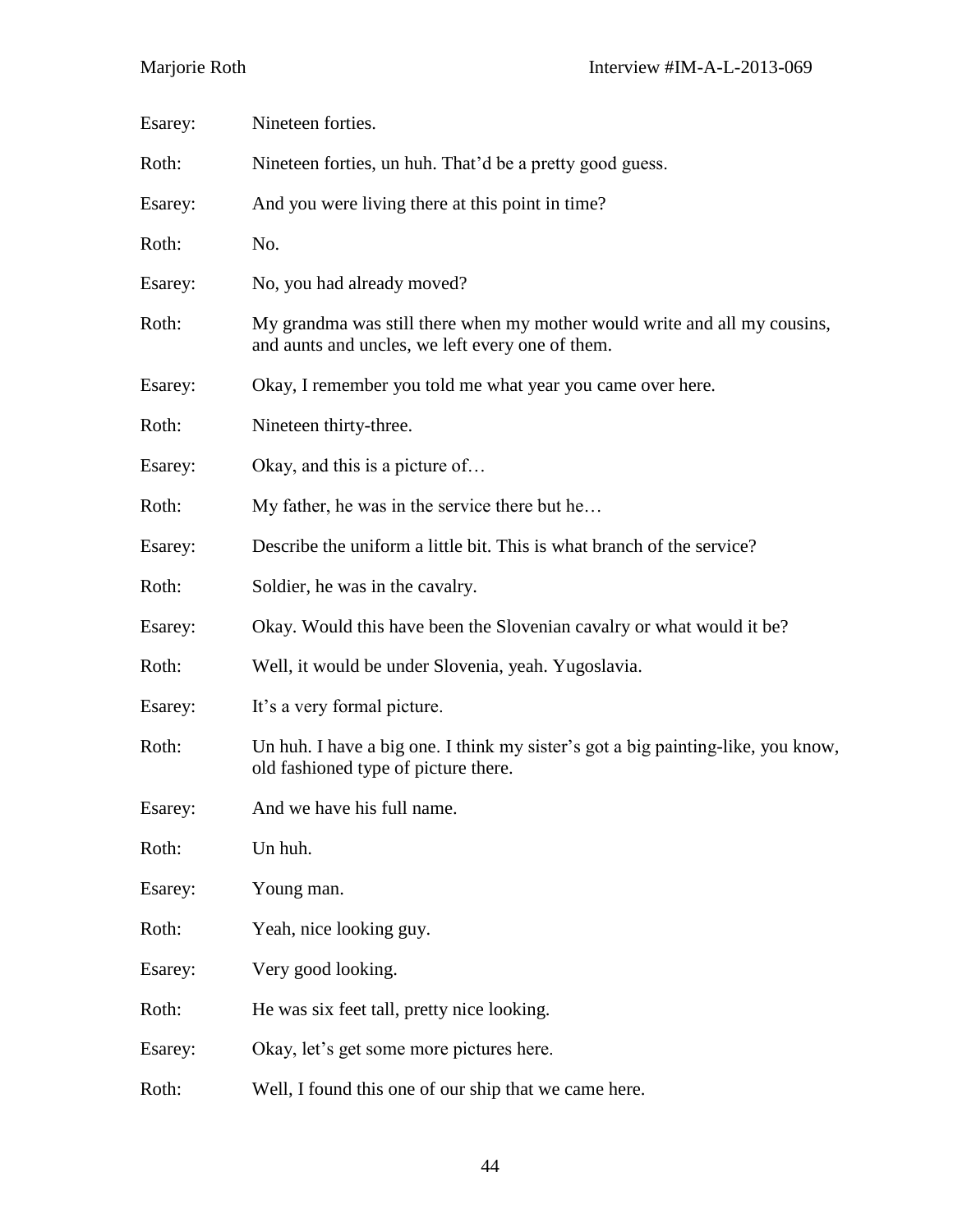Esarey: Nineteen forties.

Roth: Nineteen forties, un huh. That'd be a pretty good guess.

Esarey: And you were living there at this point in time?

Roth: No.

Esarey: No, you had already moved?

Roth: My grandma was still there when my mother would write and all my cousins, and aunts and uncles, we left every one of them.

Esarey: Okay, I remember you told me what year you came over here.

Roth: Nineteen thirty-three.

Esarey: Okay, and this is a picture of…

Roth: My father, he was in the service there but he…

Esarey: Describe the uniform a little bit. This is what branch of the service?

Roth: Soldier, he was in the cavalry.

Esarey: Okay. Would this have been the Slovenian cavalry or what would it be?

Roth: Well, it would be under Slovenia, yeah. Yugoslavia.

Esarey: It's a very formal picture.

Roth: Un huh. I have a big one. I think my sister's got a big painting-like, you know, old fashioned type of picture there.

Esarey: And we have his full name.

Roth: Un huh.

Esarey: Young man.

Roth: Yeah, nice looking guy.

Esarey: Very good looking.

Roth: He was six feet tall, pretty nice looking.

Esarey: Okay, let's get some more pictures here.

Roth: Well, I found this one of our ship that we came here.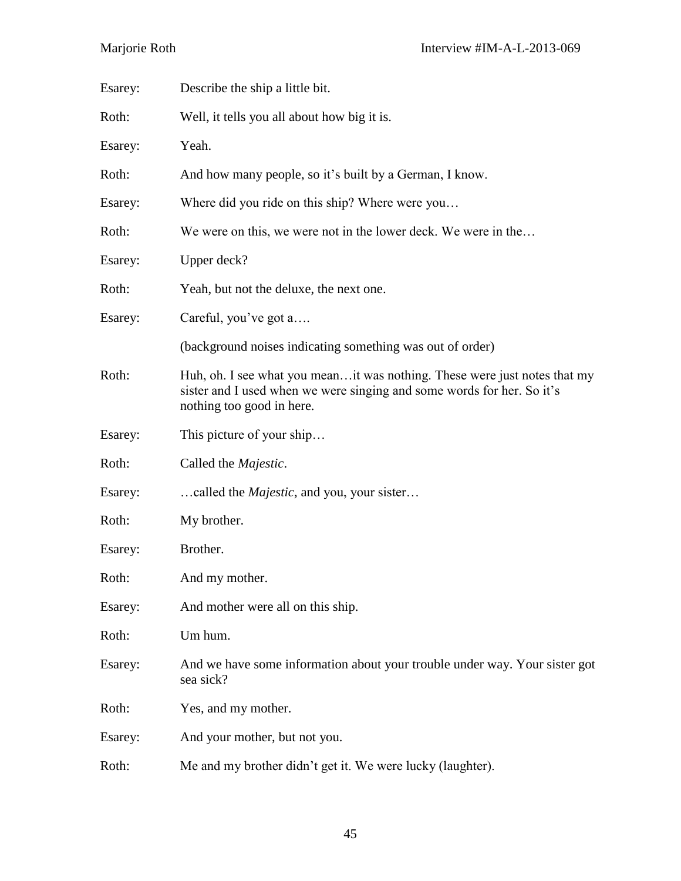Esarey: Describe the ship a little bit.

Roth: Well, it tells you all about how big it is.

Esarey: Yeah.

Roth: And how many people, so it's built by a German, I know.

Esarey: Where did you ride on this ship? Where were you…

Roth: We were on this, we were not in the lower deck. We were in the…

Esarey: Upper deck?

Roth: Yeah, but not the deluxe, the next one.

Esarey: Careful, you've got a….

(background noises indicating something was out of order)

Roth: Huh, oh. I see what you mean…it was nothing. These were just notes that my sister and I used when we were singing and some words for her. So it's nothing too good in here.

Esarey: This picture of your ship…

Roth: Called the *Majestic*.

Esarey: …called the *Majestic*, and you, your sister…

Roth: My brother.

Esarey: Brother.

Roth: And my mother.

Esarey: And mother were all on this ship.

Roth: Um hum.

Esarey: And we have some information about your trouble under way. Your sister got sea sick?

Roth: Yes, and my mother.

Esarey: And your mother, but not you.

Roth: Me and my brother didn't get it. We were lucky (laughter).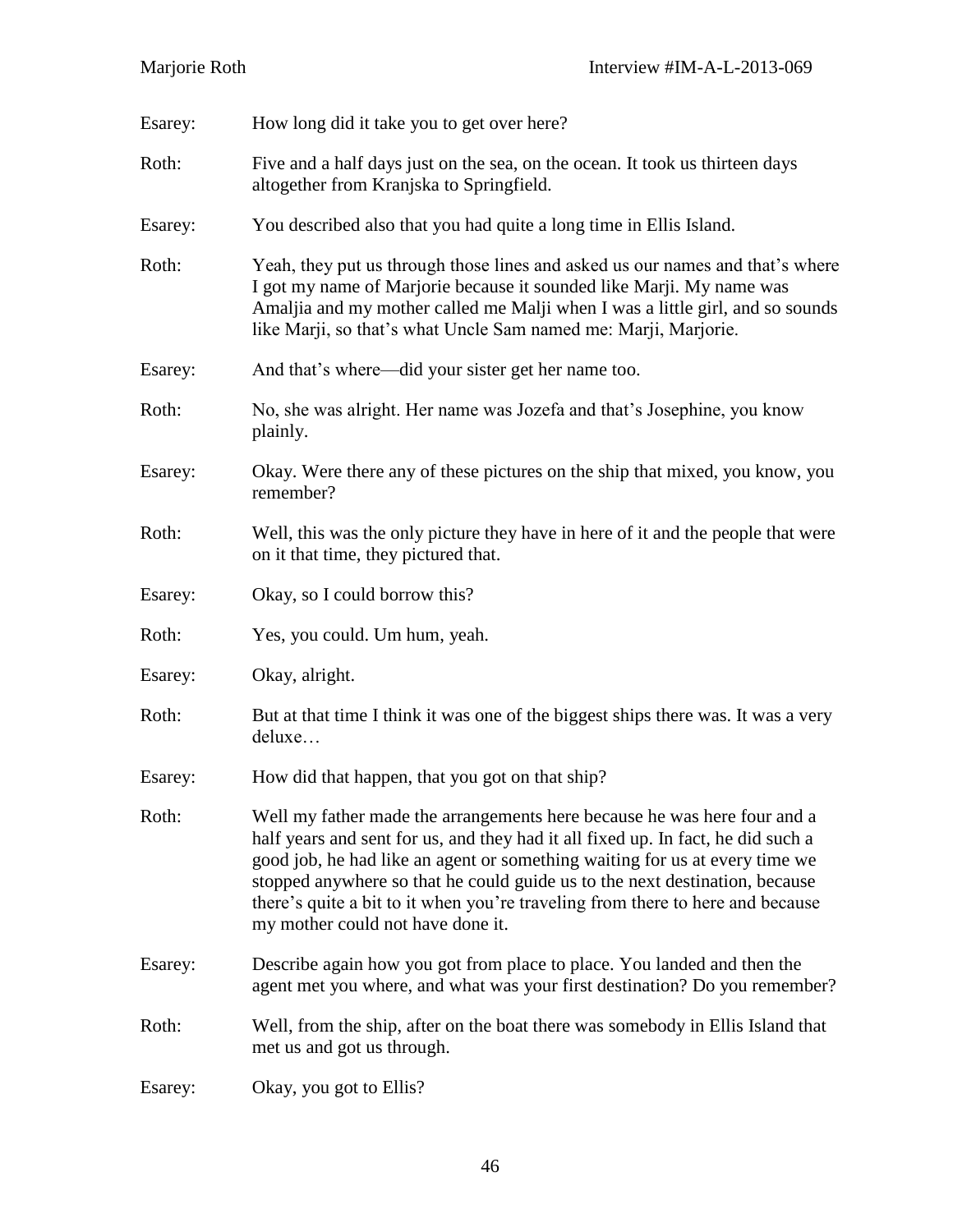Esarey: How long did it take you to get over here?

Roth: Five and a half days just on the sea, on the ocean. It took us thirteen days altogether from Kranjska to Springfield.

Esarey: You described also that you had quite a long time in Ellis Island.

Roth: Yeah, they put us through those lines and asked us our names and that's where I got my name of Marjorie because it sounded like Marji. My name was Amaljia and my mother called me Malji when I was a little girl, and so sounds like Marji, so that's what Uncle Sam named me: Marji, Marjorie.

Esarey: And that's where—did your sister get her name too.

Roth: No, she was alright. Her name was Jozefa and that's Josephine, you know plainly.

Esarey: Okay. Were there any of these pictures on the ship that mixed, you know, you remember?

Roth: Well, this was the only picture they have in here of it and the people that were on it that time, they pictured that.

Esarey: Okay, so I could borrow this?

Roth: Yes, you could. Um hum, yeah.

Esarey: Okay, alright.

Roth: But at that time I think it was one of the biggest ships there was. It was a very deluxe…

Esarey: How did that happen, that you got on that ship?

Roth: Well my father made the arrangements here because he was here four and a half years and sent for us, and they had it all fixed up. In fact, he did such a good job, he had like an agent or something waiting for us at every time we stopped anywhere so that he could guide us to the next destination, because there's quite a bit to it when you're traveling from there to here and because my mother could not have done it.

Esarey: Describe again how you got from place to place. You landed and then the agent met you where, and what was your first destination? Do you remember?

Roth: Well, from the ship, after on the boat there was somebody in Ellis Island that met us and got us through.

Esarey: Okay, you got to Ellis?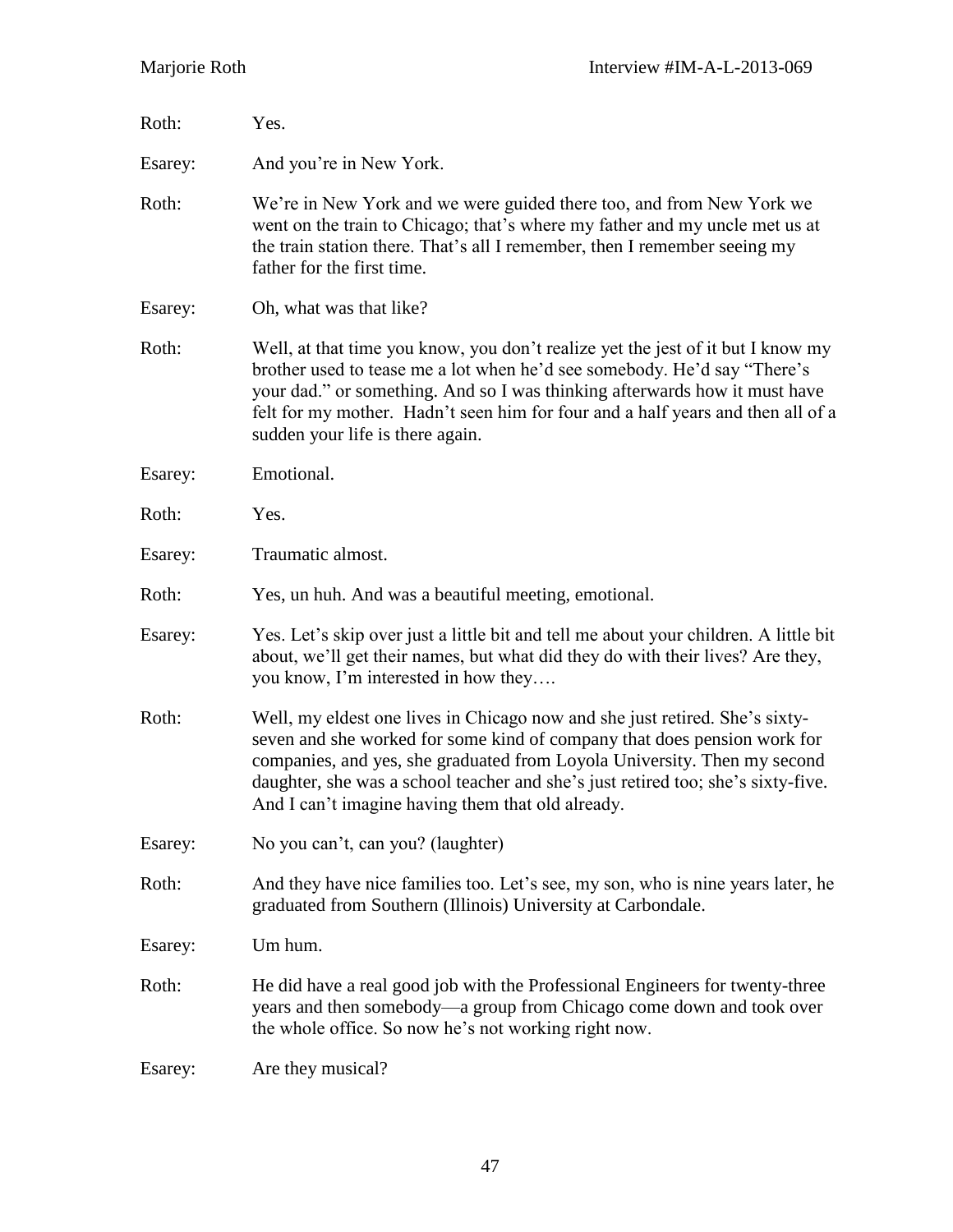Roth: Yes.

Esarey: And you're in New York.

Roth: We're in New York and we were guided there too, and from New York we went on the train to Chicago; that's where my father and my uncle met us at the train station there. That's all I remember, then I remember seeing my father for the first time.

Esarey: Oh, what was that like?

Roth: Well, at that time you know, you don't realize yet the jest of it but I know my brother used to tease me a lot when he'd see somebody. He'd say "There's your dad." or something. And so I was thinking afterwards how it must have felt for my mother. Hadn't seen him for four and a half years and then all of a sudden your life is there again.

Esarey: Emotional.

Roth: Yes.

Esarey: Traumatic almost.

Roth: Yes, un huh. And was a beautiful meeting, emotional.

Esarey: Yes. Let's skip over just a little bit and tell me about your children. A little bit about, we'll get their names, but what did they do with their lives? Are they, you know, I'm interested in how they….

Roth: Well, my eldest one lives in Chicago now and she just retired. She's sixty-seven and she worked for some kind of company that does pension work for companies, and yes, she graduated from Loyola University. Then my second daughter, she was a school teacher and she's just retired too; she's sixty-five. And I can't imagine having them that old already.

Esarey: No you can't, can you? (laughter)

Roth: And they have nice families too. Let's see, my son, who is nine years later, he graduated from Southern (Illinois) University at Carbondale.

Esarey: Um hum.

Roth: He did have a real good job with the Professional Engineers for twenty-three years and then somebody—a group from Chicago come down and took over the whole office. So now he's not working right now.

Esarey: Are they musical?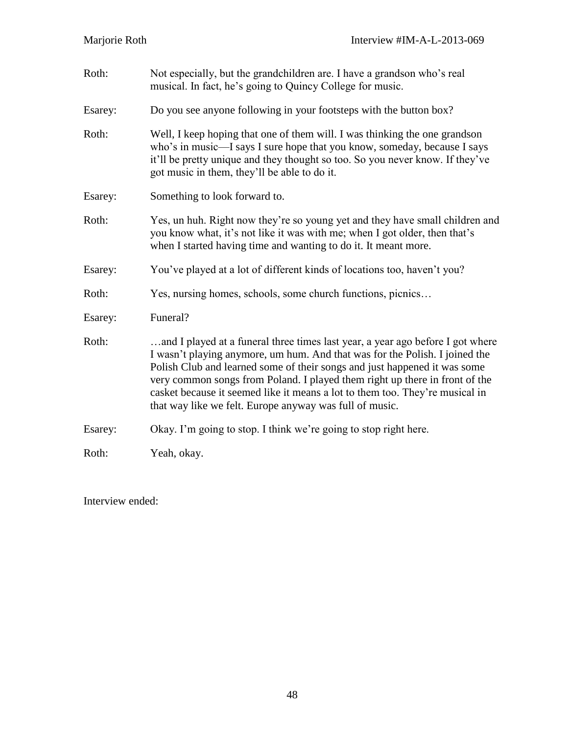Roth: Not especially, but the grandchildren are. I have a grandson who's real musical. In fact, he's going to Quincy College for music.

Esarey: Do you see anyone following in your footsteps with the button box?

Roth: Well, I keep hoping that one of them will. I was thinking the one grandson who's in music—I says I sure hope that you know, someday, because I says it'll be pretty unique and they thought so too. So you never know. If they've got music in them, they'll be able to do it.

Esarey: Something to look forward to.

Roth: Yes, un huh. Right now they're so young yet and they have small children and you know what, it's not like it was with me; when I got older, then that's when I started having time and wanting to do it. It meant more.

Esarey: You've played at a lot of different kinds of locations too, haven't you?

Roth: Yes, nursing homes, schools, some church functions, picnics…

Esarey: Funeral?

Roth: …and I played at a funeral three times last year, a year ago before I got where I wasn't playing anymore, um hum. And that was for the Polish. I joined the Polish Club and learned some of their songs and just happened it was some very common songs from Poland. I played them right up there in front of the casket because it seemed like it means a lot to them too. They're musical in that way like we felt. Europe anyway was full of music.

Esarey: Okay. I'm going to stop. I think we're going to stop right here.

Roth: Yeah, okay.

Interview ended: